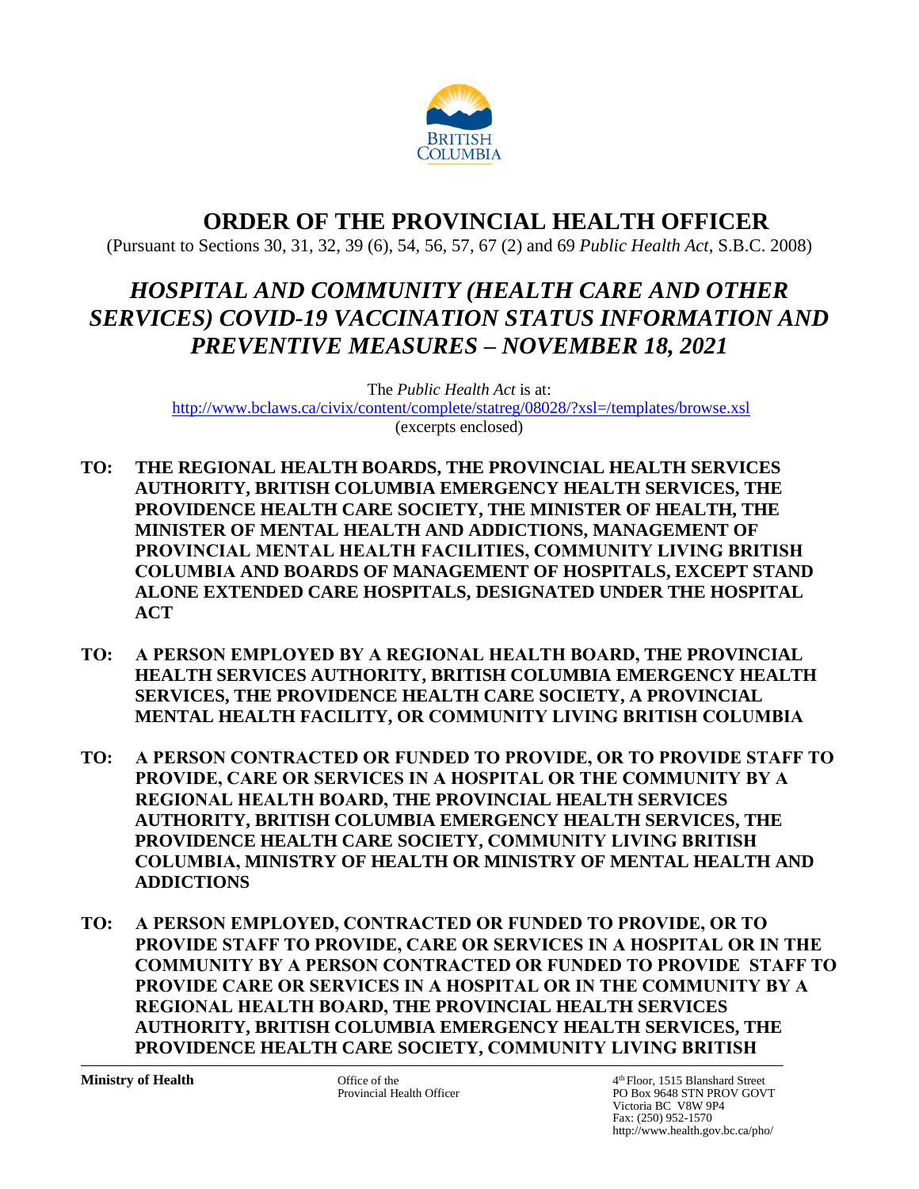# ORDER OF THE PROVINCIAL HEALTH OFFICER

(Pursuant to Sections 30, 31, 32, 39 (6), 54, 56, 57, 67 (2) and 69 *Public Health Act*, S.B.C. 2008)

## *HOSPITAL AND COMMUNITY (HEALTH CARE AND OTHER SERVICES) COVID-19 VACCINATION STATUS INFORMATION AND PREVENTIVE MEASURES – NOVEMBER 18, 2021*

The *Public Health Act* is at:
http://www.bclaws.ca/civix/content/complete/statreg/08028/?xsl=/templates/browse.xsl
(excerpts enclosed)

**TO: THE REGIONAL HEALTH BOARDS, THE PROVINCIAL HEALTH SERVICES AUTHORITY, BRITISH COLUMBIA EMERGENCY HEALTH SERVICES, THE PROVIDENCE HEALTH CARE SOCIETY, THE MINISTER OF HEALTH, THE MINISTER OF MENTAL HEALTH AND ADDICTIONS, MANAGEMENT OF PROVINCIAL MENTAL HEALTH FACILITIES, COMMUNITY LIVING BRITISH COLUMBIA AND BOARDS OF MANAGEMENT OF HOSPITALS, EXCEPT STAND ALONE EXTENDED CARE HOSPITALS, DESIGNATED UNDER THE HOSPITAL ACT**

**TO: A PERSON EMPLOYED BY A REGIONAL HEALTH BOARD, THE PROVINCIAL HEALTH SERVICES AUTHORITY, BRITISH COLUMBIA EMERGENCY HEALTH SERVICES, THE PROVIDENCE HEALTH CARE SOCIETY, A PROVINCIAL MENTAL HEALTH FACILITY, OR COMMUNITY LIVING BRITISH COLUMBIA**

**TO: A PERSON CONTRACTED OR FUNDED TO PROVIDE, OR TO PROVIDE STAFF TO PROVIDE, CARE OR SERVICES IN A HOSPITAL OR THE COMMUNITY BY A REGIONAL HEALTH BOARD, THE PROVINCIAL HEALTH SERVICES AUTHORITY, BRITISH COLUMBIA EMERGENCY HEALTH SERVICES, THE PROVIDENCE HEALTH CARE SOCIETY, COMMUNITY LIVING BRITISH COLUMBIA, MINISTRY OF HEALTH OR MINISTRY OF MENTAL HEALTH AND ADDICTIONS**

**TO: A PERSON EMPLOYED, CONTRACTED OR FUNDED TO PROVIDE, OR TO PROVIDE STAFF TO PROVIDE, CARE OR SERVICES IN A HOSPITAL OR IN THE COMMUNITY BY A PERSON CONTRACTED OR FUNDED TO PROVIDE STAFF TO PROVIDE CARE OR SERVICES IN A HOSPITAL OR IN THE COMMUNITY BY A REGIONAL HEALTH BOARD, THE PROVINCIAL HEALTH SERVICES AUTHORITY, BRITISH COLUMBIA EMERGENCY HEALTH SERVICES, THE PROVIDENCE HEALTH CARE SOCIETY, COMMUNITY LIVING BRITISH**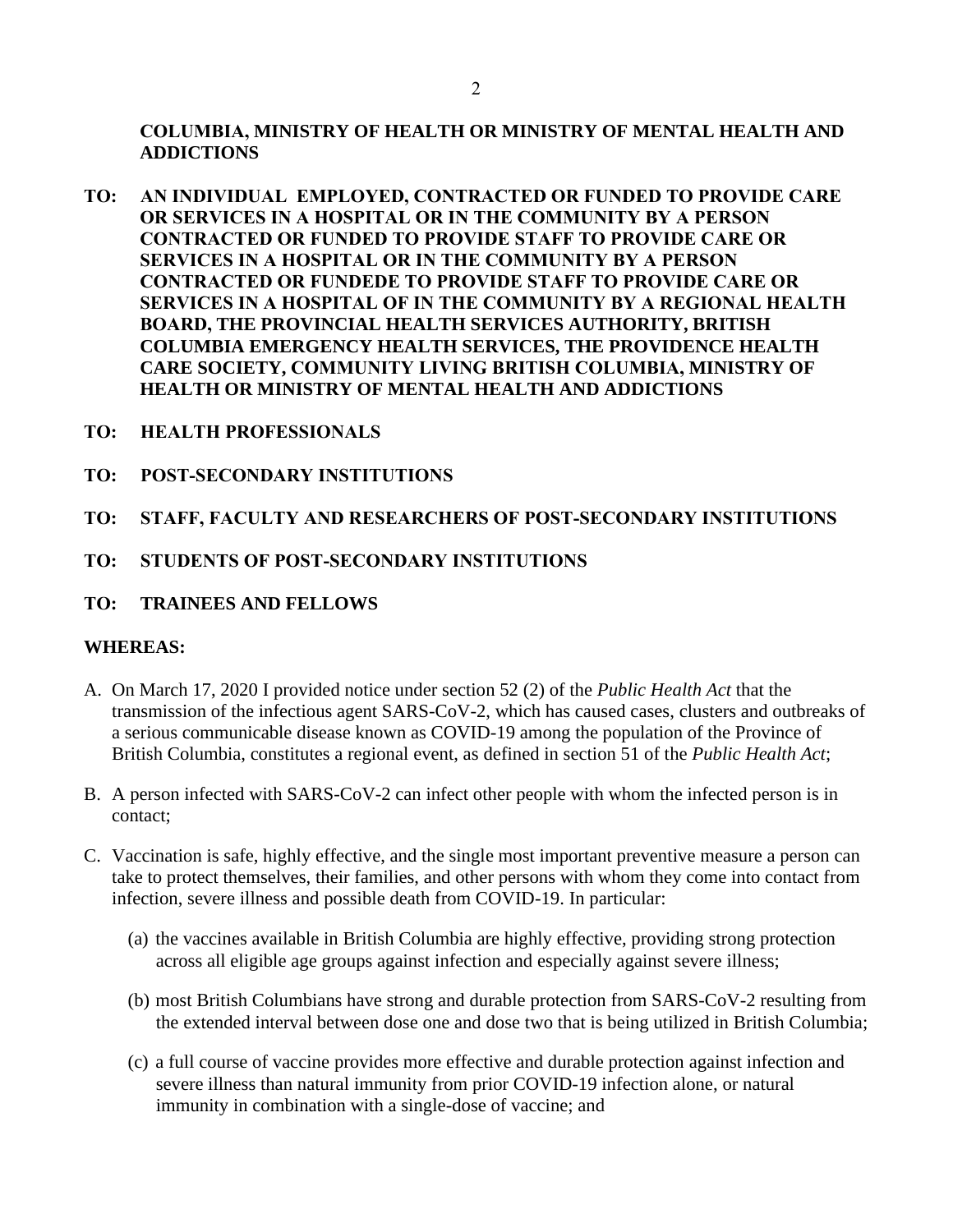**COLUMBIA, MINISTRY OF HEALTH OR MINISTRY OF MENTAL HEALTH AND ADDICTIONS**

**TO: AN INDIVIDUAL EMPLOYED, CONTRACTED OR FUNDED TO PROVIDE CARE OR SERVICES IN A HOSPITAL OR IN THE COMMUNITY BY A PERSON CONTRACTED OR FUNDED TO PROVIDE STAFF TO PROVIDE CARE OR SERVICES IN A HOSPITAL OR IN THE COMMUNITY BY A PERSON CONTRACTED OR FUNDEDE TO PROVIDE STAFF TO PROVIDE CARE OR SERVICES IN A HOSPITAL OF IN THE COMMUNITY BY A REGIONAL HEALTH BOARD, THE PROVINCIAL HEALTH SERVICES AUTHORITY, BRITISH COLUMBIA EMERGENCY HEALTH SERVICES, THE PROVIDENCE HEALTH CARE SOCIETY, COMMUNITY LIVING BRITISH COLUMBIA, MINISTRY OF HEALTH OR MINISTRY OF MENTAL HEALTH AND ADDICTIONS**

**TO: HEALTH PROFESSIONALS**

**TO: POST-SECONDARY INSTITUTIONS**

**TO: STAFF, FACULTY AND RESEARCHERS OF POST-SECONDARY INSTITUTIONS**

**TO: STUDENTS OF POST-SECONDARY INSTITUTIONS**

**TO: TRAINEES AND FELLOWS**

**WHEREAS:**

A. On March 17, 2020 I provided notice under section 52 (2) of the *Public Health Act* that the transmission of the infectious agent SARS-CoV-2, which has caused cases, clusters and outbreaks of a serious communicable disease known as COVID-19 among the population of the Province of British Columbia, constitutes a regional event, as defined in section 51 of the *Public Health Act*;

B. A person infected with SARS-CoV-2 can infect other people with whom the infected person is in contact;

C. Vaccination is safe, highly effective, and the single most important preventive measure a person can take to protect themselves, their families, and other persons with whom they come into contact from infection, severe illness and possible death from COVID-19. In particular:

   (a) the vaccines available in British Columbia are highly effective, providing strong protection across all eligible age groups against infection and especially against severe illness;

   (b) most British Columbians have strong and durable protection from SARS-CoV-2 resulting from the extended interval between dose one and dose two that is being utilized in British Columbia;

   (c) a full course of vaccine provides more effective and durable protection against infection and severe illness than natural immunity from prior COVID-19 infection alone, or natural immunity in combination with a single-dose of vaccine; and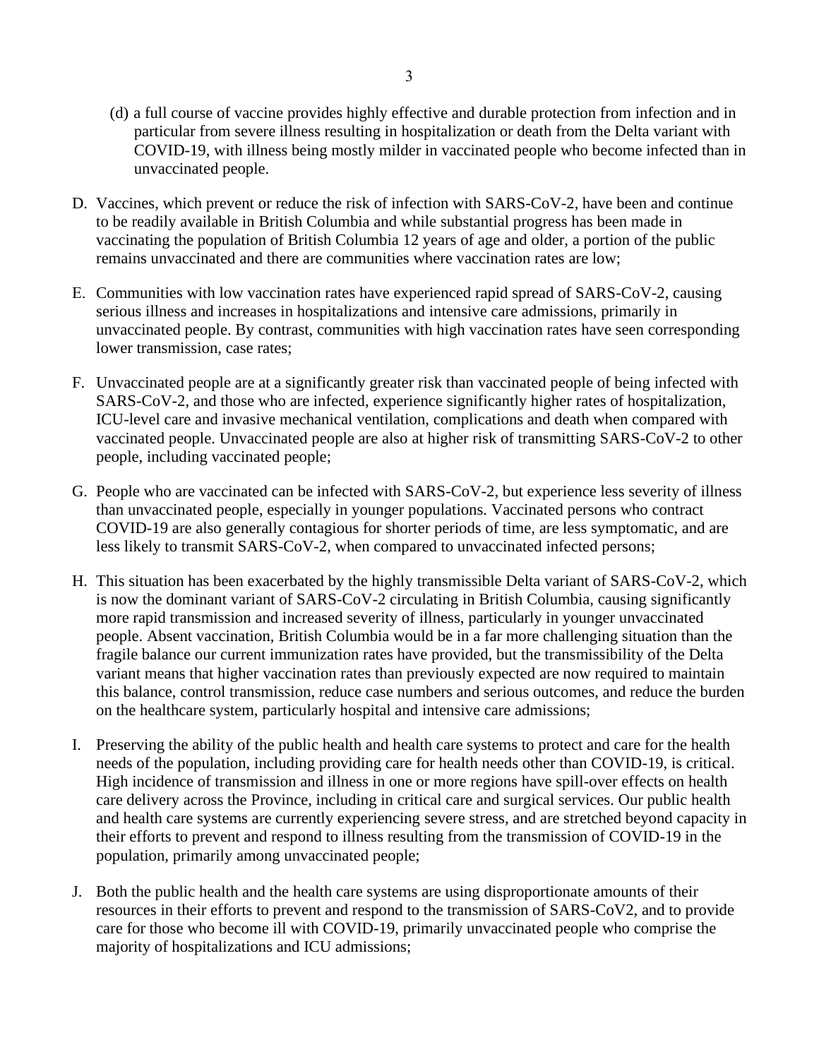(d) a full course of vaccine provides highly effective and durable protection from infection and in particular from severe illness resulting in hospitalization or death from the Delta variant with COVID-19, with illness being mostly milder in vaccinated people who become infected than in unvaccinated people.

D. Vaccines, which prevent or reduce the risk of infection with SARS-CoV-2, have been and continue to be readily available in British Columbia and while substantial progress has been made in vaccinating the population of British Columbia 12 years of age and older, a portion of the public remains unvaccinated and there are communities where vaccination rates are low;

E. Communities with low vaccination rates have experienced rapid spread of SARS-CoV-2, causing serious illness and increases in hospitalizations and intensive care admissions, primarily in unvaccinated people. By contrast, communities with high vaccination rates have seen corresponding lower transmission, case rates;

F. Unvaccinated people are at a significantly greater risk than vaccinated people of being infected with SARS-CoV-2, and those who are infected, experience significantly higher rates of hospitalization, ICU-level care and invasive mechanical ventilation, complications and death when compared with vaccinated people. Unvaccinated people are also at higher risk of transmitting SARS-CoV-2 to other people, including vaccinated people;

G. People who are vaccinated can be infected with SARS-CoV-2, but experience less severity of illness than unvaccinated people, especially in younger populations. Vaccinated persons who contract COVID-19 are also generally contagious for shorter periods of time, are less symptomatic, and are less likely to transmit SARS-CoV-2, when compared to unvaccinated infected persons;

H. This situation has been exacerbated by the highly transmissible Delta variant of SARS-CoV-2, which is now the dominant variant of SARS-CoV-2 circulating in British Columbia, causing significantly more rapid transmission and increased severity of illness, particularly in younger unvaccinated people. Absent vaccination, British Columbia would be in a far more challenging situation than the fragile balance our current immunization rates have provided, but the transmissibility of the Delta variant means that higher vaccination rates than previously expected are now required to maintain this balance, control transmission, reduce case numbers and serious outcomes, and reduce the burden on the healthcare system, particularly hospital and intensive care admissions;

I. Preserving the ability of the public health and health care systems to protect and care for the health needs of the population, including providing care for health needs other than COVID-19, is critical. High incidence of transmission and illness in one or more regions have spill-over effects on health care delivery across the Province, including in critical care and surgical services. Our public health and health care systems are currently experiencing severe stress, and are stretched beyond capacity in their efforts to prevent and respond to illness resulting from the transmission of COVID-19 in the population, primarily among unvaccinated people;

J. Both the public health and the health care systems are using disproportionate amounts of their resources in their efforts to prevent and respond to the transmission of SARS-CoV2, and to provide care for those who become ill with COVID-19, primarily unvaccinated people who comprise the majority of hospitalizations and ICU admissions;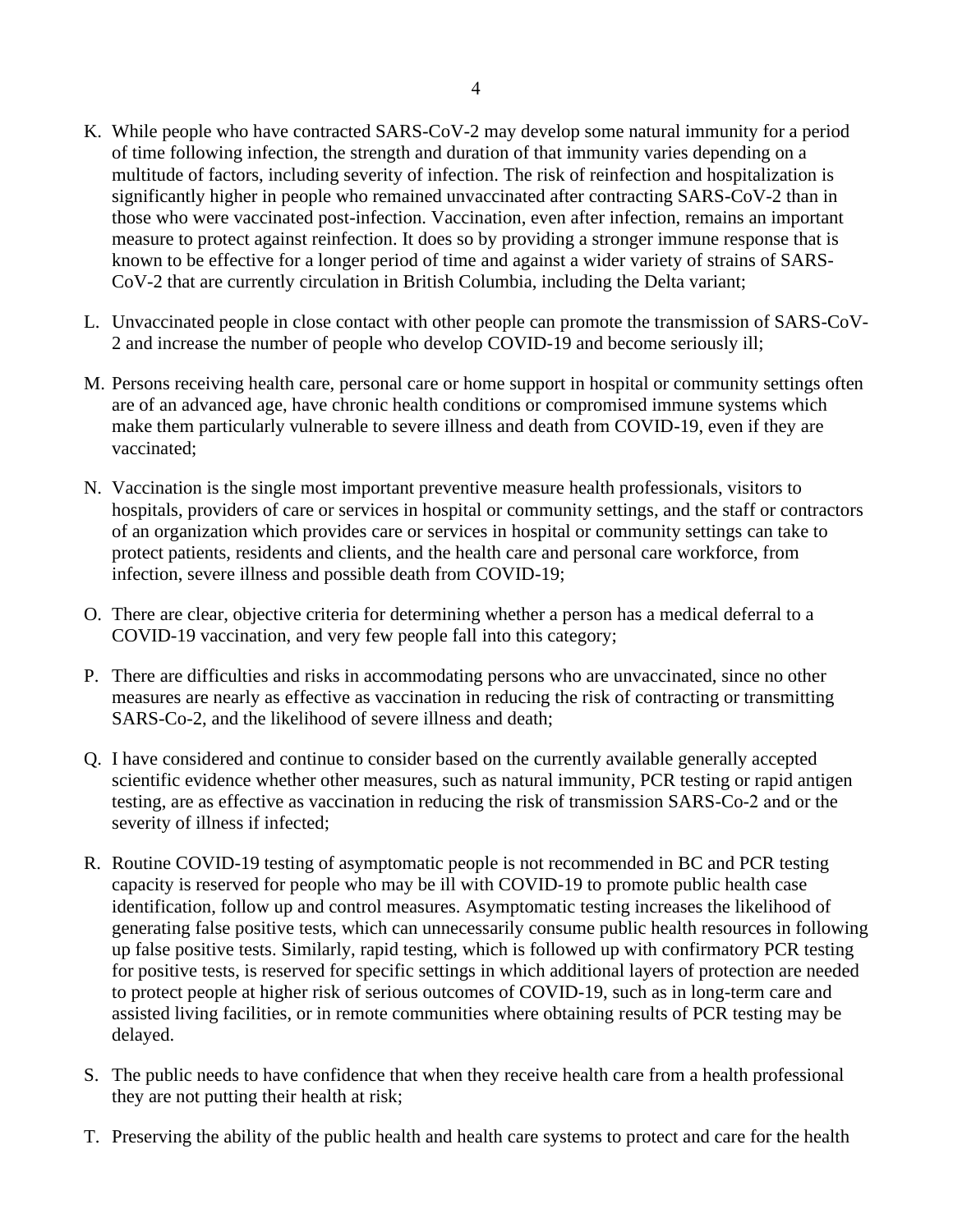K. While people who have contracted SARS-CoV-2 may develop some natural immunity for a period of time following infection, the strength and duration of that immunity varies depending on a multitude of factors, including severity of infection. The risk of reinfection and hospitalization is significantly higher in people who remained unvaccinated after contracting SARS-CoV-2 than in those who were vaccinated post-infection. Vaccination, even after infection, remains an important measure to protect against reinfection. It does so by providing a stronger immune response that is known to be effective for a longer period of time and against a wider variety of strains of SARS-CoV-2 that are currently circulation in British Columbia, including the Delta variant;

L. Unvaccinated people in close contact with other people can promote the transmission of SARS-CoV-2 and increase the number of people who develop COVID-19 and become seriously ill;

M. Persons receiving health care, personal care or home support in hospital or community settings often are of an advanced age, have chronic health conditions or compromised immune systems which make them particularly vulnerable to severe illness and death from COVID-19, even if they are vaccinated;

N. Vaccination is the single most important preventive measure health professionals, visitors to hospitals, providers of care or services in hospital or community settings, and the staff or contractors of an organization which provides care or services in hospital or community settings can take to protect patients, residents and clients, and the health care and personal care workforce, from infection, severe illness and possible death from COVID-19;

O. There are clear, objective criteria for determining whether a person has a medical deferral to a COVID-19 vaccination, and very few people fall into this category;

P. There are difficulties and risks in accommodating persons who are unvaccinated, since no other measures are nearly as effective as vaccination in reducing the risk of contracting or transmitting SARS-Co-2, and the likelihood of severe illness and death;

Q. I have considered and continue to consider based on the currently available generally accepted scientific evidence whether other measures, such as natural immunity, PCR testing or rapid antigen testing, are as effective as vaccination in reducing the risk of transmission SARS-Co-2 and or the severity of illness if infected;

R. Routine COVID-19 testing of asymptomatic people is not recommended in BC and PCR testing capacity is reserved for people who may be ill with COVID-19 to promote public health case identification, follow up and control measures. Asymptomatic testing increases the likelihood of generating false positive tests, which can unnecessarily consume public health resources in following up false positive tests. Similarly, rapid testing, which is followed up with confirmatory PCR testing for positive tests, is reserved for specific settings in which additional layers of protection are needed to protect people at higher risk of serious outcomes of COVID-19, such as in long-term care and assisted living facilities, or in remote communities where obtaining results of PCR testing may be delayed.

S. The public needs to have confidence that when they receive health care from a health professional they are not putting their health at risk;

T. Preserving the ability of the public health and health care systems to protect and care for the health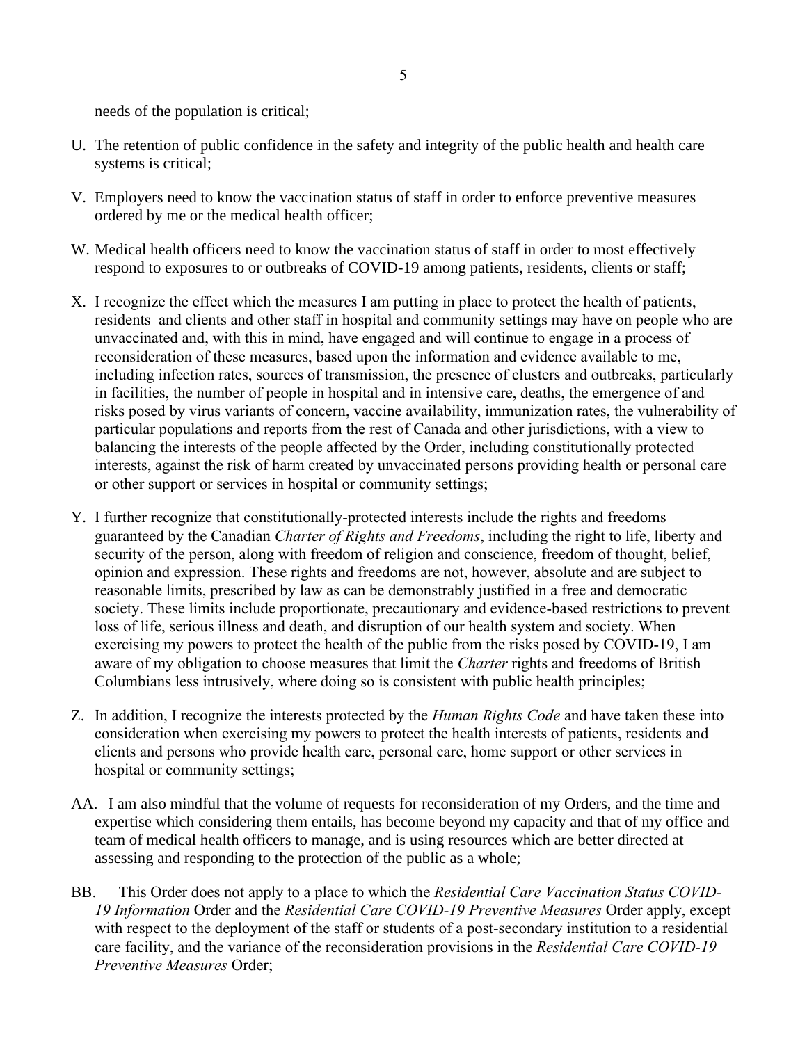needs of the population is critical;

U. The retention of public confidence in the safety and integrity of the public health and health care systems is critical;

V. Employers need to know the vaccination status of staff in order to enforce preventive measures ordered by me or the medical health officer;

W. Medical health officers need to know the vaccination status of staff in order to most effectively respond to exposures to or outbreaks of COVID-19 among patients, residents, clients or staff;

X. I recognize the effect which the measures I am putting in place to protect the health of patients, residents and clients and other staff in hospital and community settings may have on people who are unvaccinated and, with this in mind, have engaged and will continue to engage in a process of reconsideration of these measures, based upon the information and evidence available to me, including infection rates, sources of transmission, the presence of clusters and outbreaks, particularly in facilities, the number of people in hospital and in intensive care, deaths, the emergence of and risks posed by virus variants of concern, vaccine availability, immunization rates, the vulnerability of particular populations and reports from the rest of Canada and other jurisdictions, with a view to balancing the interests of the people affected by the Order, including constitutionally protected interests, against the risk of harm created by unvaccinated persons providing health or personal care or other support or services in hospital or community settings;

Y. I further recognize that constitutionally-protected interests include the rights and freedoms guaranteed by the Canadian *Charter of Rights and Freedoms*, including the right to life, liberty and security of the person, along with freedom of religion and conscience, freedom of thought, belief, opinion and expression. These rights and freedoms are not, however, absolute and are subject to reasonable limits, prescribed by law as can be demonstrably justified in a free and democratic society. These limits include proportionate, precautionary and evidence-based restrictions to prevent loss of life, serious illness and death, and disruption of our health system and society. When exercising my powers to protect the health of the public from the risks posed by COVID-19, I am aware of my obligation to choose measures that limit the *Charter* rights and freedoms of British Columbians less intrusively, where doing so is consistent with public health principles;

Z. In addition, I recognize the interests protected by the *Human Rights Code* and have taken these into consideration when exercising my powers to protect the health interests of patients, residents and clients and persons who provide health care, personal care, home support or other services in hospital or community settings;

AA. I am also mindful that the volume of requests for reconsideration of my Orders, and the time and expertise which considering them entails, has become beyond my capacity and that of my office and team of medical health officers to manage, and is using resources which are better directed at assessing and responding to the protection of the public as a whole;

BB. This Order does not apply to a place to which the *Residential Care Vaccination Status COVID-19 Information* Order and the *Residential Care COVID-19 Preventive Measures* Order apply, except with respect to the deployment of the staff or students of a post-secondary institution to a residential care facility, and the variance of the reconsideration provisions in the *Residential Care COVID-19 Preventive Measures* Order;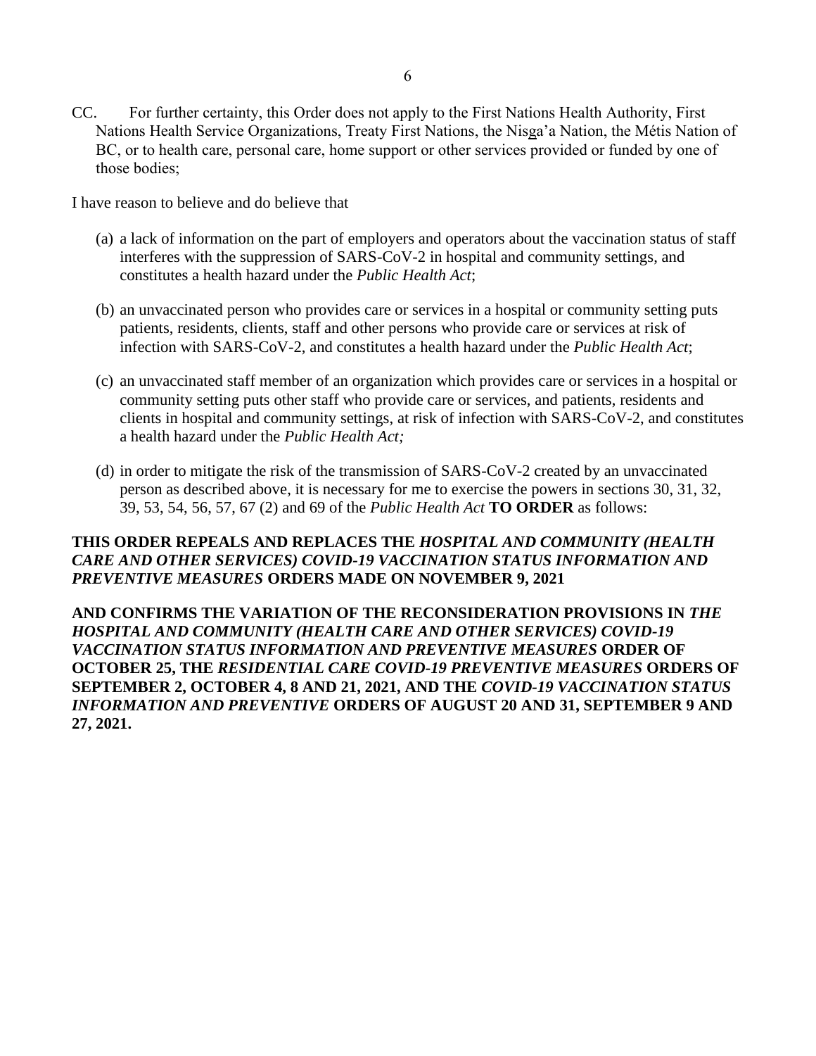CC. For further certainty, this Order does not apply to the First Nations Health Authority, First Nations Health Service Organizations, Treaty First Nations, the Nisga'a Nation, the Métis Nation of BC, or to health care, personal care, home support or other services provided or funded by one of those bodies;

I have reason to believe and do believe that

(a) a lack of information on the part of employers and operators about the vaccination status of staff interferes with the suppression of SARS-CoV-2 in hospital and community settings, and constitutes a health hazard under the *Public Health Act*;

(b) an unvaccinated person who provides care or services in a hospital or community setting puts patients, residents, clients, staff and other persons who provide care or services at risk of infection with SARS-CoV-2, and constitutes a health hazard under the *Public Health Act*;

(c) an unvaccinated staff member of an organization which provides care or services in a hospital or community setting puts other staff who provide care or services, and patients, residents and clients in hospital and community settings, at risk of infection with SARS-CoV-2, and constitutes a health hazard under the *Public Health Act;*

(d) in order to mitigate the risk of the transmission of SARS-CoV-2 created by an unvaccinated person as described above, it is necessary for me to exercise the powers in sections 30, 31, 32, 39, 53, 54, 56, 57, 67 (2) and 69 of the *Public Health Act* **TO ORDER** as follows:

**THIS ORDER REPEALS AND REPLACES THE *HOSPITAL AND COMMUNITY (HEALTH CARE AND OTHER SERVICES) COVID-19 VACCINATION STATUS INFORMATION AND PREVENTIVE MEASURES* ORDERS MADE ON NOVEMBER 9, 2021**

**AND CONFIRMS THE VARIATION OF THE RECONSIDERATION PROVISIONS IN *THE HOSPITAL AND COMMUNITY (HEALTH CARE AND OTHER SERVICES) COVID-19 VACCINATION STATUS INFORMATION AND PREVENTIVE MEASURES* ORDER OF OCTOBER 25, THE *RESIDENTIAL CARE COVID-19 PREVENTIVE MEASURES* ORDERS OF SEPTEMBER 2, OCTOBER 4, 8 AND 21, 2021, AND THE *COVID-19 VACCINATION STATUS INFORMATION AND PREVENTIVE* ORDERS OF AUGUST 20 AND 31, SEPTEMBER 9 AND 27, 2021.**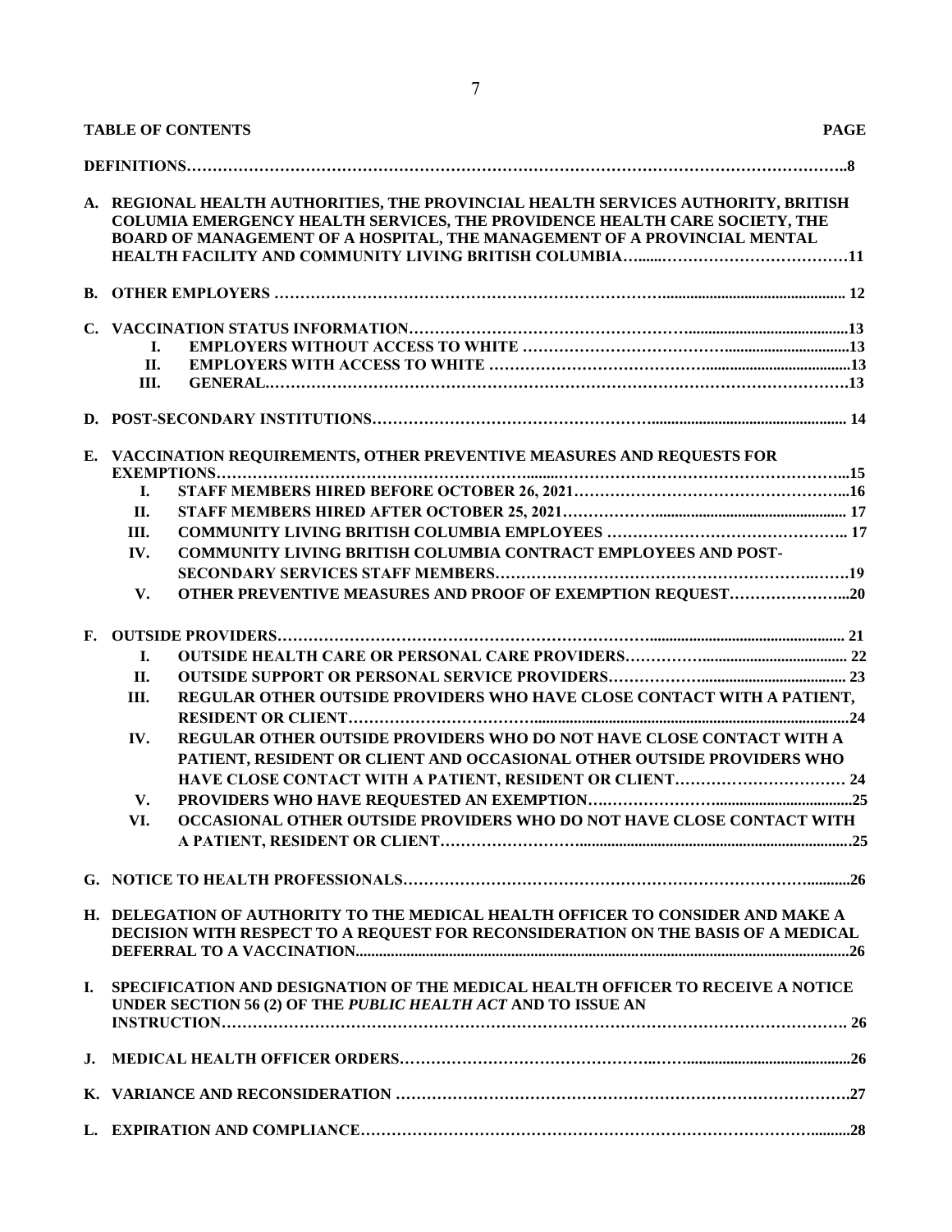**TABLE OF CONTENTS** **PAGE**

**DEFINITIONS……………………………………………………………………………………………………………..8**

**A. REGIONAL HEALTH AUTHORITIES, THE PROVINCIAL HEALTH SERVICES AUTHORITY, BRITISH COLUMIA EMERGENCY HEALTH SERVICES, THE PROVIDENCE HEALTH CARE SOCIETY, THE BOARD OF MANAGEMENT OF A HOSPITAL, THE MANAGEMENT OF A PROVINCIAL MENTAL HEALTH FACILITY AND COMMUNITY LIVING BRITISH COLUMBIA…......………………………………11**

**B. OTHER EMPLOYERS ………………………………………………………………….............................................. 12**

**C. VACCINATION STATUS INFORMATION……………………………………………….........................................13**

- **I. EMPLOYERS WITHOUT ACCESS TO WHITE ………………………………….................................13**
- **II. EMPLOYERS WITH ACCESS TO WHITE …………………………………….....................................13**
- **III. GENERAL.……………………………………………………………………………………………….13**

**D. POST-SECONDARY INSTITUTIONS……………………………………………….................................................. 14**

**E. VACCINATION REQUIREMENTS, OTHER PREVENTIVE MEASURES AND REQUESTS FOR EXEMPTIONS…………………………………………………….......…………………………………………………...15**

- **I. STAFF MEMBERS HIRED BEFORE OCTOBER 26, 2021……………………………………………...16**
- **II. STAFF MEMBERS HIRED AFTER OCTOBER 25, 2021………………................................................. 17**
- **III. COMMUNITY LIVING BRITISH COLUMBIA EMPLOYEES ……………………………………….. 17**
- **IV. COMMUNITY LIVING BRITISH COLUMBIA CONTRACT EMPLOYEES AND POST-SECONDARY SERVICES STAFF MEMBERS…………………………………………………….……19**
- **V. OTHER PREVENTIVE MEASURES AND PROOF OF EXEMPTION REQUEST…………………...20**

**F. OUTSIDE PROVIDERS…………………………………………………………….................................................. 21**

- **I. OUTSIDE HEALTH CARE OR PERSONAL CARE PROVIDERS……………..................................... 22**
- **II. OUTSIDE SUPPORT OR PERSONAL SERVICE PROVIDERS………………..................................... 23**
- **III. REGULAR OTHER OUTSIDE PROVIDERS WHO HAVE CLOSE CONTACT WITH A PATIENT, RESIDENT OR CLIENT…………………………….................................................................................24**
- **IV. REGULAR OTHER OUTSIDE PROVIDERS WHO DO NOT HAVE CLOSE CONTACT WITH A PATIENT, RESIDENT OR CLIENT AND OCCASIONAL OTHER OUTSIDE PROVIDERS WHO HAVE CLOSE CONTACT WITH A PATIENT, RESIDENT OR CLIENT…………………………… 24**
- **V. PROVIDERS WHO HAVE REQUESTED AN EXEMPTION…………………….....................................25**
- **VI. OCCASIONAL OTHER OUTSIDE PROVIDERS WHO DO NOT HAVE CLOSE CONTACT WITH A PATIENT, RESIDENT OR CLIENT……………………......................................................................25**

**G. NOTICE TO HEALTH PROFESSIONALS………………………………………………………………………...........26**

**H. DELEGATION OF AUTHORITY TO THE MEDICAL HEALTH OFFICER TO CONSIDER AND MAKE A DECISION WITH RESPECT TO A REQUEST FOR RECONSIDERATION ON THE BASIS OF A MEDICAL DEFERRAL TO A VACCINATION...............................................................................................................................26**

**I. SPECIFICATION AND DESIGNATION OF THE MEDICAL HEALTH OFFICER TO RECEIVE A NOTICE UNDER SECTION 56 (2) OF THE *PUBLIC HEALTH ACT* AND TO ISSUE AN INSTRUCTION……………………………………………………………………………………………………… 26**

**J. MEDICAL HEALTH OFFICER ORDERS………………………………………………….........................................26**

**K. VARIANCE AND RECONSIDERATION ………………………………………………………………………….27**

**L. EXPIRATION AND COMPLIANCE……………………………………………………………………………...........28**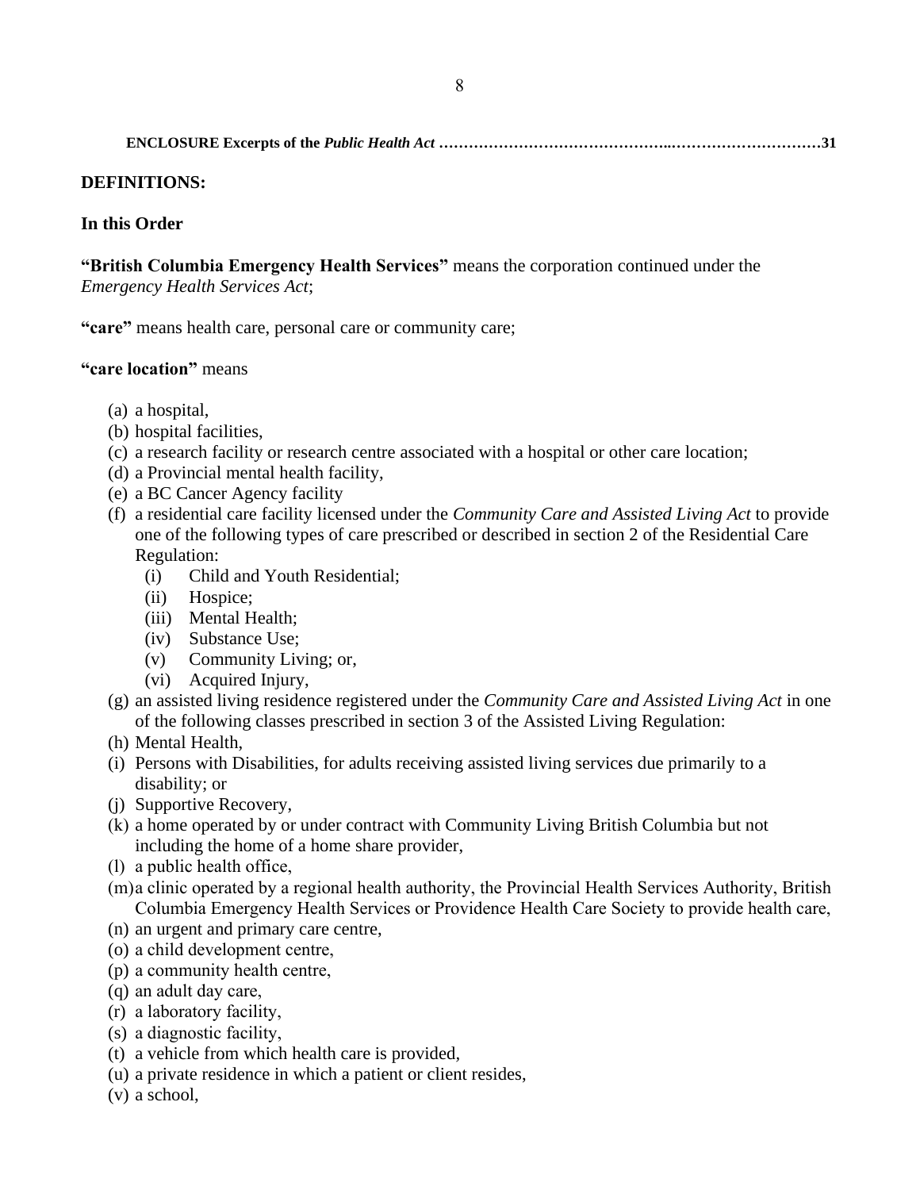**ENCLOSURE Excerpts of the *Public Health Act* ……………………………………..…………………………31**

**DEFINITIONS:**

**In this Order**

**"British Columbia Emergency Health Services"** means the corporation continued under the *Emergency Health Services Act*;

**"care"** means health care, personal care or community care;

**"care location"** means

(a) a hospital,
(b) hospital facilities,
(c) a research facility or research centre associated with a hospital or other care location;
(d) a Provincial mental health facility,
(e) a BC Cancer Agency facility
(f) a residential care facility licensed under the *Community Care and Assisted Living Act* to provide one of the following types of care prescribed or described in section 2 of the Residential Care Regulation:
  (i) Child and Youth Residential;
  (ii) Hospice;
  (iii) Mental Health;
  (iv) Substance Use;
  (v) Community Living; or,
  (vi) Acquired Injury,
(g) an assisted living residence registered under the *Community Care and Assisted Living Act* in one of the following classes prescribed in section 3 of the Assisted Living Regulation:
(h) Mental Health,
(i) Persons with Disabilities, for adults receiving assisted living services due primarily to a disability; or
(j) Supportive Recovery,
(k) a home operated by or under contract with Community Living British Columbia but not including the home of a home share provider,
(l) a public health office,
(m) a clinic operated by a regional health authority, the Provincial Health Services Authority, British Columbia Emergency Health Services or Providence Health Care Society to provide health care,
(n) an urgent and primary care centre,
(o) a child development centre,
(p) a community health centre,
(q) an adult day care,
(r) a laboratory facility,
(s) a diagnostic facility,
(t) a vehicle from which health care is provided,
(u) a private residence in which a patient or client resides,
(v) a school,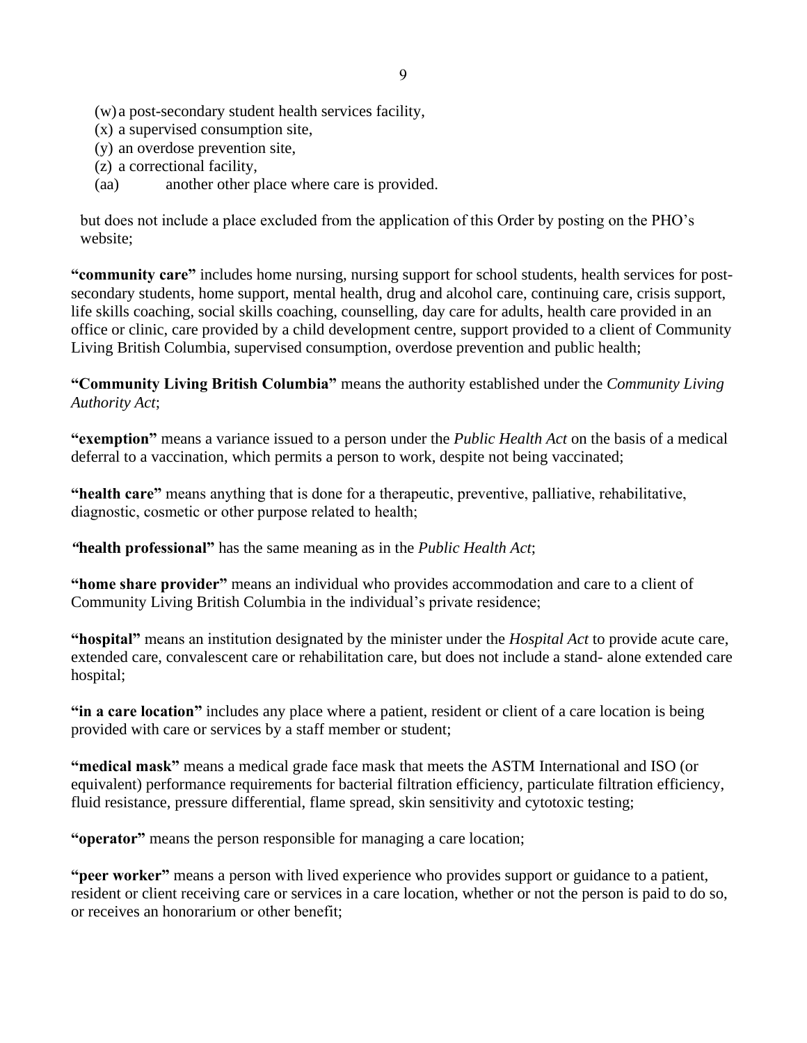(w) a post-secondary student health services facility,
(x) a supervised consumption site,
(y) an overdose prevention site,
(z) a correctional facility,
(aa) another other place where care is provided.

but does not include a place excluded from the application of this Order by posting on the PHO's website;

**"community care"** includes home nursing, nursing support for school students, health services for post-secondary students, home support, mental health, drug and alcohol care, continuing care, crisis support, life skills coaching, social skills coaching, counselling, day care for adults, health care provided in an office or clinic, care provided by a child development centre, support provided to a client of Community Living British Columbia, supervised consumption, overdose prevention and public health;

**"Community Living British Columbia"** means the authority established under the *Community Living Authority Act*;

**"exemption"** means a variance issued to a person under the *Public Health Act* on the basis of a medical deferral to a vaccination, which permits a person to work, despite not being vaccinated;

**"health care"** means anything that is done for a therapeutic, preventive, palliative, rehabilitative, diagnostic, cosmetic or other purpose related to health;

**"health professional"** has the same meaning as in the *Public Health Act*;

**"home share provider"** means an individual who provides accommodation and care to a client of Community Living British Columbia in the individual's private residence;

**"hospital"** means an institution designated by the minister under the *Hospital Act* to provide acute care, extended care, convalescent care or rehabilitation care, but does not include a stand- alone extended care hospital;

**"in a care location"** includes any place where a patient, resident or client of a care location is being provided with care or services by a staff member or student;

**"medical mask"** means a medical grade face mask that meets the ASTM International and ISO (or equivalent) performance requirements for bacterial filtration efficiency, particulate filtration efficiency, fluid resistance, pressure differential, flame spread, skin sensitivity and cytotoxic testing;

**"operator"** means the person responsible for managing a care location;

**"peer worker"** means a person with lived experience who provides support or guidance to a patient, resident or client receiving care or services in a care location, whether or not the person is paid to do so, or receives an honorarium or other benefit;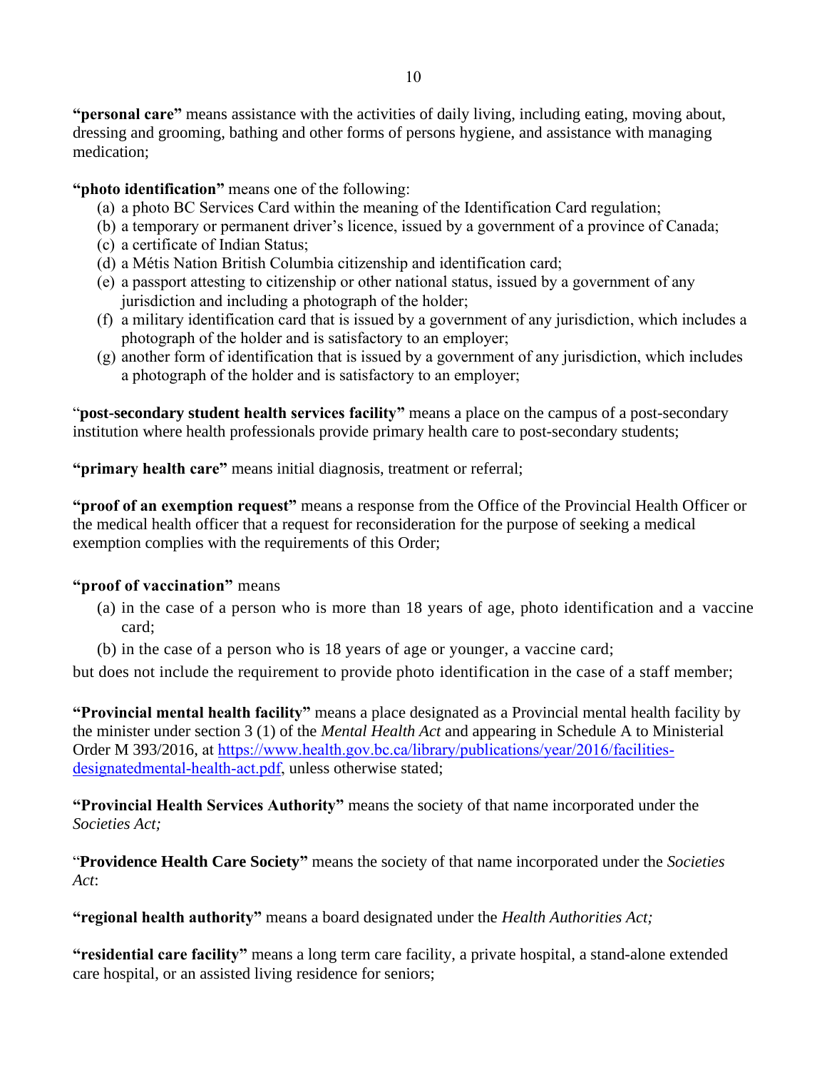**"personal care"** means assistance with the activities of daily living, including eating, moving about, dressing and grooming, bathing and other forms of persons hygiene, and assistance with managing medication;

**"photo identification"** means one of the following:

(a) a photo BC Services Card within the meaning of the Identification Card regulation;
(b) a temporary or permanent driver's licence, issued by a government of a province of Canada;
(c) a certificate of Indian Status;
(d) a Métis Nation British Columbia citizenship and identification card;
(e) a passport attesting to citizenship or other national status, issued by a government of any jurisdiction and including a photograph of the holder;
(f) a military identification card that is issued by a government of any jurisdiction, which includes a photograph of the holder and is satisfactory to an employer;
(g) another form of identification that is issued by a government of any jurisdiction, which includes a photograph of the holder and is satisfactory to an employer;

"**post-secondary student health services facility"** means a place on the campus of a post-secondary institution where health professionals provide primary health care to post-secondary students;

**"primary health care"** means initial diagnosis, treatment or referral;

**"proof of an exemption request"** means a response from the Office of the Provincial Health Officer or the medical health officer that a request for reconsideration for the purpose of seeking a medical exemption complies with the requirements of this Order;

**"proof of vaccination"** means

(a) in the case of a person who is more than 18 years of age, photo identification and a vaccine card;
(b) in the case of a person who is 18 years of age or younger, a vaccine card;

but does not include the requirement to provide photo identification in the case of a staff member;

**"Provincial mental health facility"** means a place designated as a Provincial mental health facility by the minister under section 3 (1) of the *Mental Health Act* and appearing in Schedule A to Ministerial Order M 393/2016, at [https://www.health.gov.bc.ca/library/publications/year/2016/facilities-designatedmental-health-act.pdf](https://www.health.gov.bc.ca/library/publications/year/2016/facilities-designatedmental-health-act.pdf), unless otherwise stated;

**"Provincial Health Services Authority"** means the society of that name incorporated under the *Societies Act;*

"**Providence Health Care Society"** means the society of that name incorporated under the *Societies Act*:

**"regional health authority"** means a board designated under the *Health Authorities Act;*

**"residential care facility"** means a long term care facility, a private hospital, a stand-alone extended care hospital, or an assisted living residence for seniors;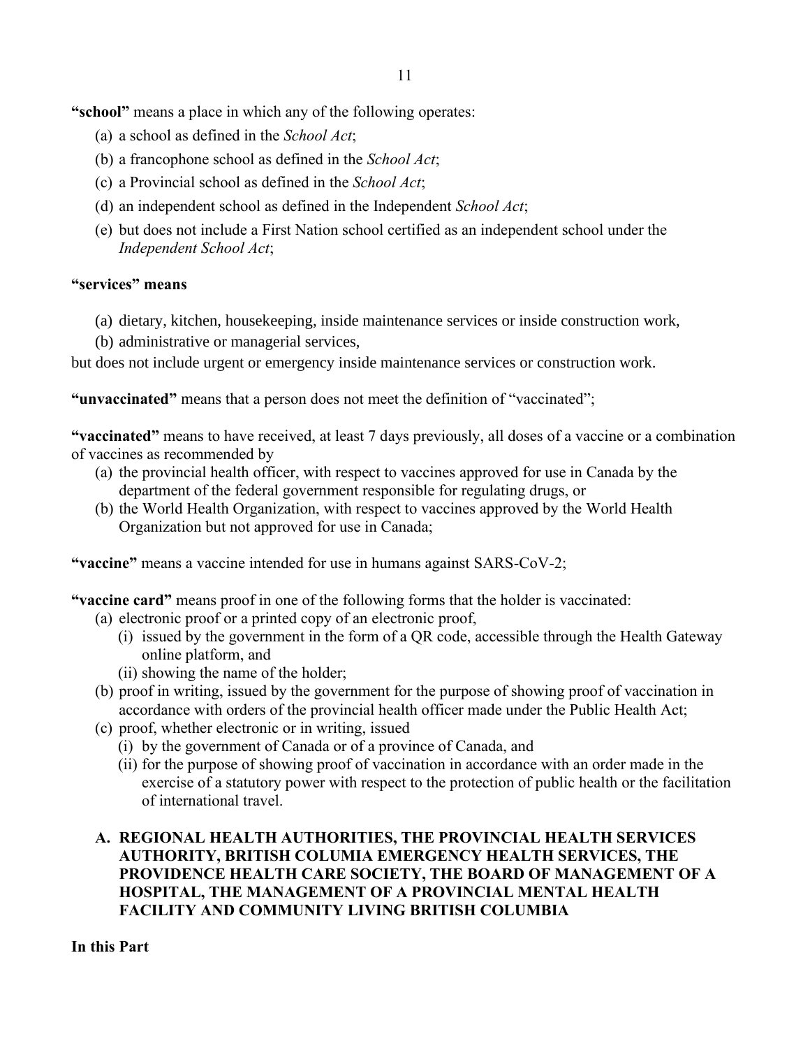**"school"** means a place in which any of the following operates:

(a) a school as defined in the *School Act*;

(b) a francophone school as defined in the *School Act*;

(c) a Provincial school as defined in the *School Act*;

(d) an independent school as defined in the Independent *School Act*;

(e) but does not include a First Nation school certified as an independent school under the *Independent School Act*;

**"services" means**

(a) dietary, kitchen, housekeeping, inside maintenance services or inside construction work,

(b) administrative or managerial services,

but does not include urgent or emergency inside maintenance services or construction work.

**"unvaccinated"** means that a person does not meet the definition of "vaccinated";

**"vaccinated"** means to have received, at least 7 days previously, all doses of a vaccine or a combination of vaccines as recommended by

(a) the provincial health officer, with respect to vaccines approved for use in Canada by the department of the federal government responsible for regulating drugs, or

(b) the World Health Organization, with respect to vaccines approved by the World Health Organization but not approved for use in Canada;

**"vaccine"** means a vaccine intended for use in humans against SARS-CoV-2;

**"vaccine card"** means proof in one of the following forms that the holder is vaccinated:

(a) electronic proof or a printed copy of an electronic proof,

   (i) issued by the government in the form of a QR code, accessible through the Health Gateway online platform, and

   (ii) showing the name of the holder;

(b) proof in writing, issued by the government for the purpose of showing proof of vaccination in accordance with orders of the provincial health officer made under the Public Health Act;

(c) proof, whether electronic or in writing, issued

   (i) by the government of Canada or of a province of Canada, and

   (ii) for the purpose of showing proof of vaccination in accordance with an order made in the exercise of a statutory power with respect to the protection of public health or the facilitation of international travel.

## A. REGIONAL HEALTH AUTHORITIES, THE PROVINCIAL HEALTH SERVICES AUTHORITY, BRITISH COLUMIA EMERGENCY HEALTH SERVICES, THE PROVIDENCE HEALTH CARE SOCIETY, THE BOARD OF MANAGEMENT OF A HOSPITAL, THE MANAGEMENT OF A PROVINCIAL MENTAL HEALTH FACILITY AND COMMUNITY LIVING BRITISH COLUMBIA

**In this Part**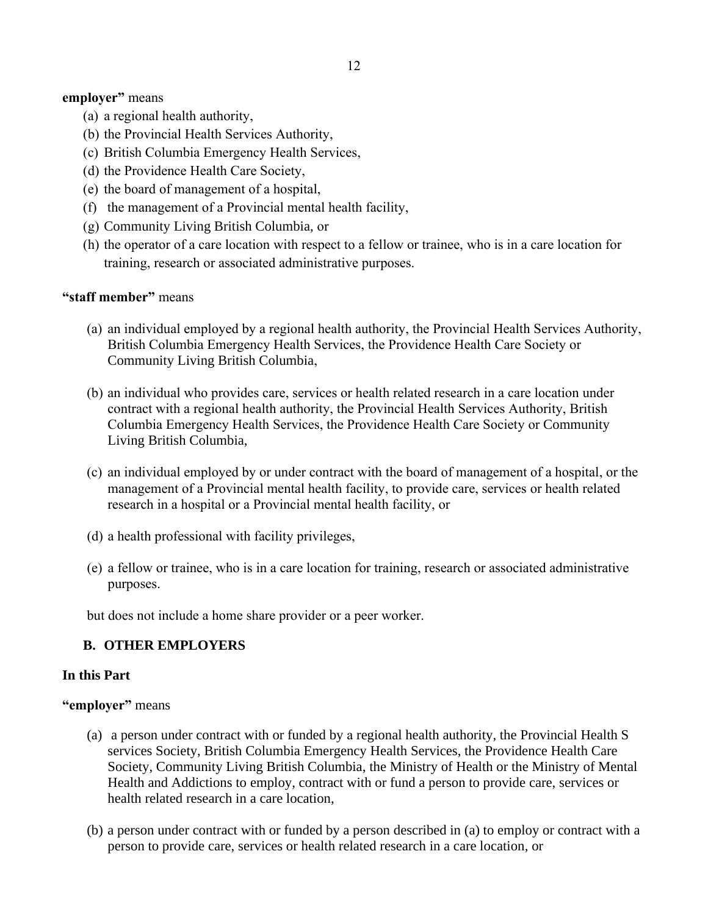**employer"** means

(a) a regional health authority,
(b) the Provincial Health Services Authority,
(c) British Columbia Emergency Health Services,
(d) the Providence Health Care Society,
(e) the board of management of a hospital,
(f) the management of a Provincial mental health facility,
(g) Community Living British Columbia, or
(h) the operator of a care location with respect to a fellow or trainee, who is in a care location for training, research or associated administrative purposes.

**"staff member"** means

(a) an individual employed by a regional health authority, the Provincial Health Services Authority, British Columbia Emergency Health Services, the Providence Health Care Society or Community Living British Columbia,

(b) an individual who provides care, services or health related research in a care location under contract with a regional health authority, the Provincial Health Services Authority, British Columbia Emergency Health Services, the Providence Health Care Society or Community Living British Columbia,

(c) an individual employed by or under contract with the board of management of a hospital, or the management of a Provincial mental health facility, to provide care, services or health related research in a hospital or a Provincial mental health facility, or

(d) a health professional with facility privileges,

(e) a fellow or trainee, who is in a care location for training, research or associated administrative purposes.

but does not include a home share provider or a peer worker.

**B. OTHER EMPLOYERS**

**In this Part**

**"employer"** means

(a) a person under contract with or funded by a regional health authority, the Provincial Health S services Society, British Columbia Emergency Health Services, the Providence Health Care Society, Community Living British Columbia, the Ministry of Health or the Ministry of Mental Health and Addictions to employ, contract with or fund a person to provide care, services or health related research in a care location,

(b) a person under contract with or funded by a person described in (a) to employ or contract with a person to provide care, services or health related research in a care location, or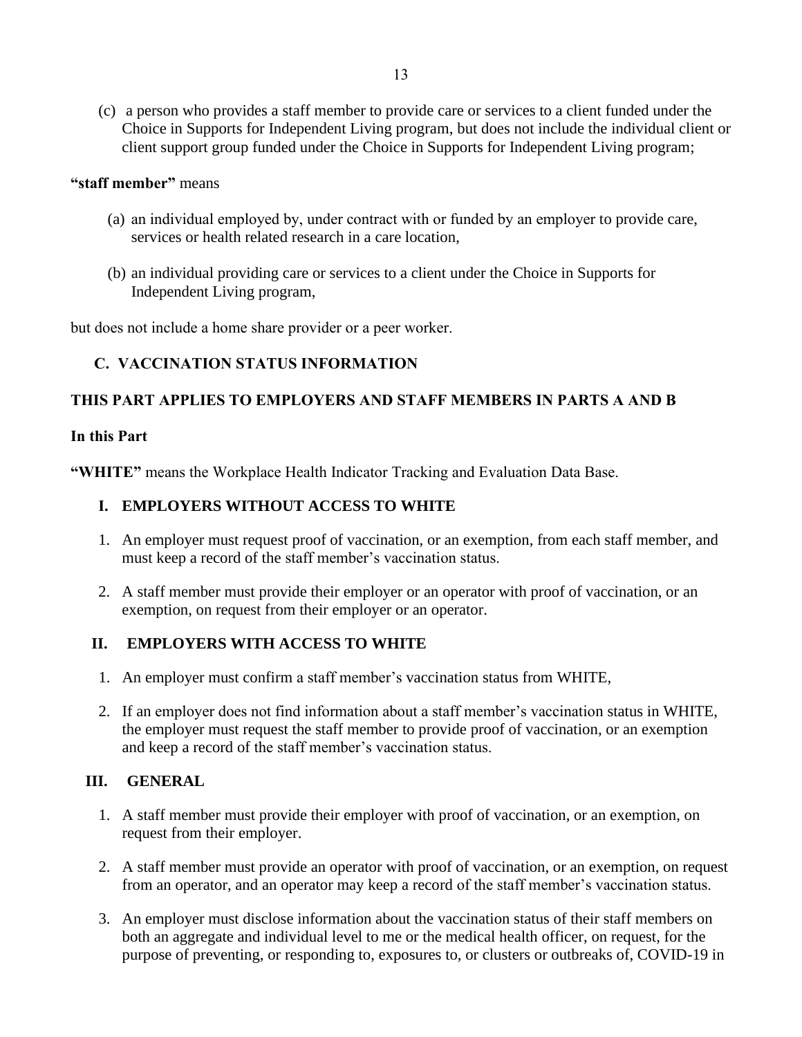(c) a person who provides a staff member to provide care or services to a client funded under the Choice in Supports for Independent Living program, but does not include the individual client or client support group funded under the Choice in Supports for Independent Living program;

**"staff member"** means

(a) an individual employed by, under contract with or funded by an employer to provide care, services or health related research in a care location,

(b) an individual providing care or services to a client under the Choice in Supports for Independent Living program,

but does not include a home share provider or a peer worker.

## C. VACCINATION STATUS INFORMATION

### THIS PART APPLIES TO EMPLOYERS AND STAFF MEMBERS IN PARTS A AND B

**In this Part**

**"WHITE"** means the Workplace Health Indicator Tracking and Evaluation Data Base.

### I. EMPLOYERS WITHOUT ACCESS TO WHITE

1. An employer must request proof of vaccination, or an exemption, from each staff member, and must keep a record of the staff member's vaccination status.

2. A staff member must provide their employer or an operator with proof of vaccination, or an exemption, on request from their employer or an operator.

### II. EMPLOYERS WITH ACCESS TO WHITE

1. An employer must confirm a staff member's vaccination status from WHITE,

2. If an employer does not find information about a staff member's vaccination status in WHITE, the employer must request the staff member to provide proof of vaccination, or an exemption and keep a record of the staff member's vaccination status.

### III. GENERAL

1. A staff member must provide their employer with proof of vaccination, or an exemption, on request from their employer.

2. A staff member must provide an operator with proof of vaccination, or an exemption, on request from an operator, and an operator may keep a record of the staff member's vaccination status.

3. An employer must disclose information about the vaccination status of their staff members on both an aggregate and individual level to me or the medical health officer, on request, for the purpose of preventing, or responding to, exposures to, or clusters or outbreaks of, COVID-19 in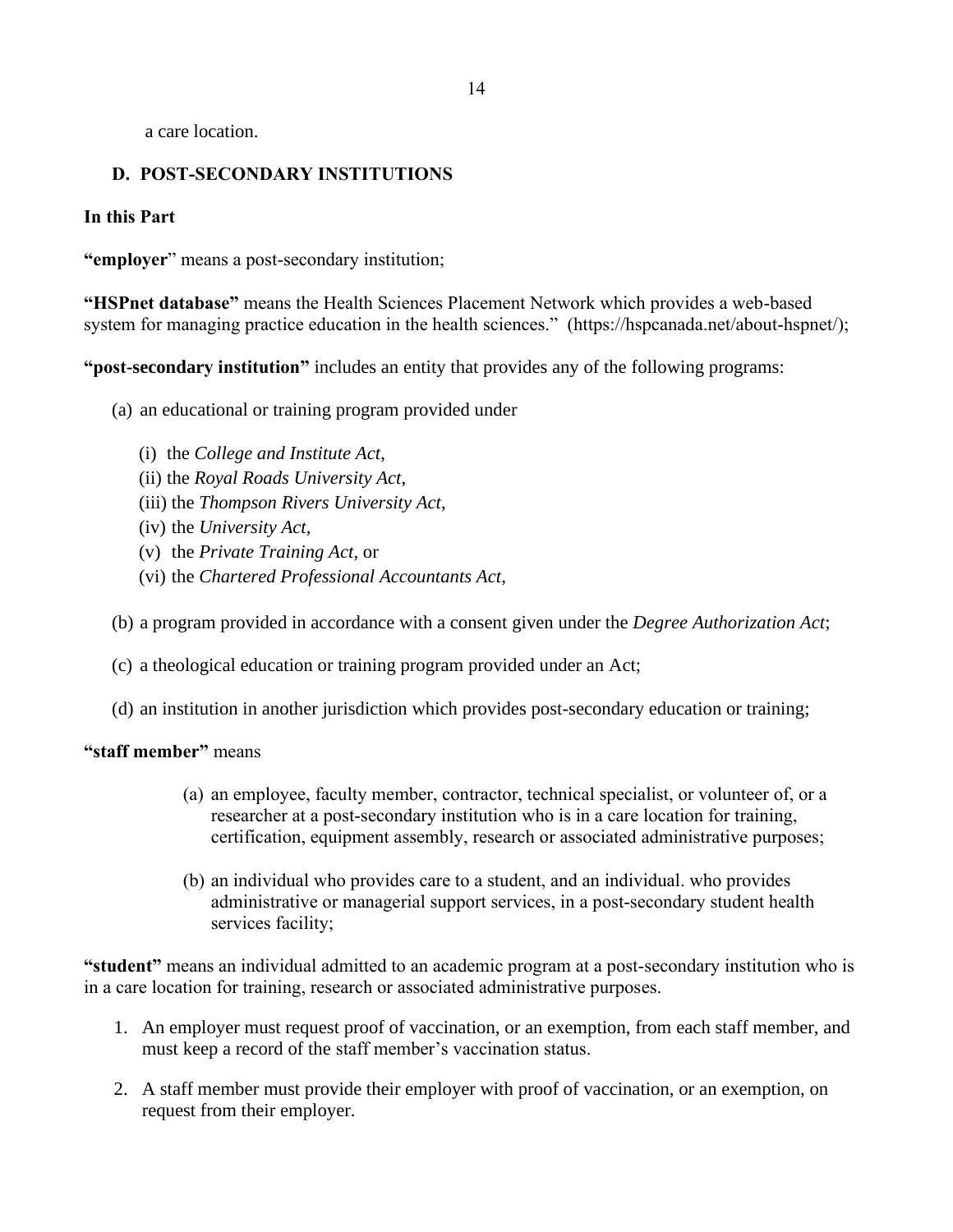a care location.

## D. POST-SECONDARY INSTITUTIONS

**In this Part**

**"employer"** means a post-secondary institution;

**"HSPnet database"** means the Health Sciences Placement Network which provides a web-based system for managing practice education in the health sciences." (https://hspcanada.net/about-hspnet/);

**"post-secondary institution"** includes an entity that provides any of the following programs:

(a) an educational or training program provided under

- (i) the *College and Institute Act*,
- (ii) the *Royal Roads University Act*,
- (iii) the *Thompson Rivers University Act*,
- (iv) the *University Act*,
- (v) the *Private Training Act*, or
- (vi) the *Chartered Professional Accountants Act*,

(b) a program provided in accordance with a consent given under the *Degree Authorization Act*;

(c) a theological education or training program provided under an Act;

(d) an institution in another jurisdiction which provides post-secondary education or training;

**"staff member"** means

(a) an employee, faculty member, contractor, technical specialist, or volunteer of, or a researcher at a post-secondary institution who is in a care location for training, certification, equipment assembly, research or associated administrative purposes;

(b) an individual who provides care to a student, and an individual. who provides administrative or managerial support services, in a post-secondary student health services facility;

**"student"** means an individual admitted to an academic program at a post-secondary institution who is in a care location for training, research or associated administrative purposes.

1. An employer must request proof of vaccination, or an exemption, from each staff member, and must keep a record of the staff member's vaccination status.

2. A staff member must provide their employer with proof of vaccination, or an exemption, on request from their employer.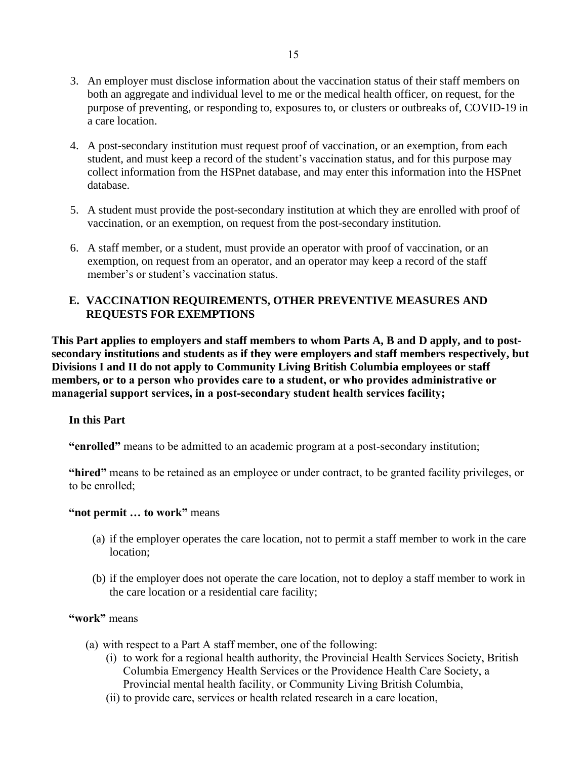3. An employer must disclose information about the vaccination status of their staff members on both an aggregate and individual level to me or the medical health officer, on request, for the purpose of preventing, or responding to, exposures to, or clusters or outbreaks of, COVID-19 in a care location.

4. A post-secondary institution must request proof of vaccination, or an exemption, from each student, and must keep a record of the student's vaccination status, and for this purpose may collect information from the HSPnet database, and may enter this information into the HSPnet database.

5. A student must provide the post-secondary institution at which they are enrolled with proof of vaccination, or an exemption, on request from the post-secondary institution.

6. A staff member, or a student, must provide an operator with proof of vaccination, or an exemption, on request from an operator, and an operator may keep a record of the staff member's or student's vaccination status.

## E. VACCINATION REQUIREMENTS, OTHER PREVENTIVE MEASURES AND REQUESTS FOR EXEMPTIONS

**This Part applies to employers and staff members to whom Parts A, B and D apply, and to post-secondary institutions and students as if they were employers and staff members respectively, but Divisions I and II do not apply to Community Living British Columbia employees or staff members, or to a person who provides care to a student, or who provides administrative or managerial support services, in a post-secondary student health services facility;**

**In this Part**

**"enrolled"** means to be admitted to an academic program at a post-secondary institution;

**"hired"** means to be retained as an employee or under contract, to be granted facility privileges, or to be enrolled;

**"not permit … to work"** means

(a) if the employer operates the care location, not to permit a staff member to work in the care location;

(b) if the employer does not operate the care location, not to deploy a staff member to work in the care location or a residential care facility;

**"work"** means

(a) with respect to a Part A staff member, one of the following:
  (i) to work for a regional health authority, the Provincial Health Services Society, British Columbia Emergency Health Services or the Providence Health Care Society, a Provincial mental health facility, or Community Living British Columbia,
  (ii) to provide care, services or health related research in a care location,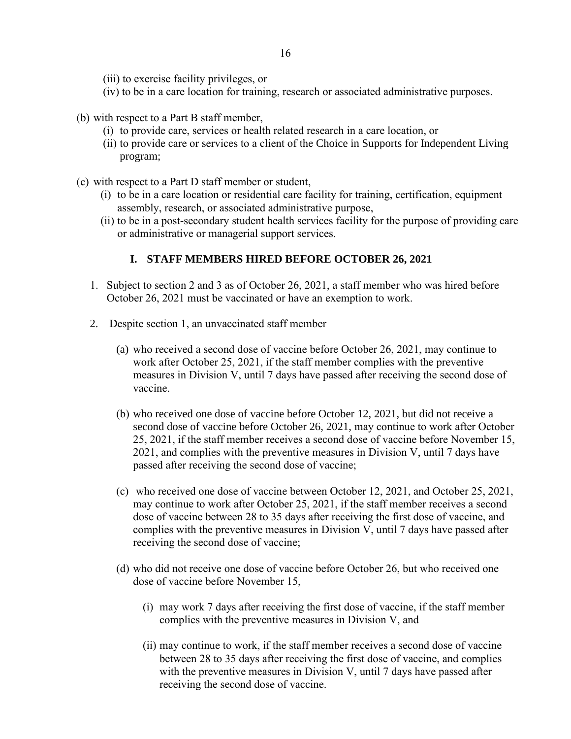(iii) to exercise facility privileges, or
(iv) to be in a care location for training, research or associated administrative purposes.

(b) with respect to a Part B staff member,
(i) to provide care, services or health related research in a care location, or
(ii) to provide care or services to a client of the Choice in Supports for Independent Living program;

(c) with respect to a Part D staff member or student,
(i) to be in a care location or residential care facility for training, certification, equipment assembly, research, or associated administrative purpose,
(ii) to be in a post-secondary student health services facility for the purpose of providing care or administrative or managerial support services.

## I. STAFF MEMBERS HIRED BEFORE OCTOBER 26, 2021

1. Subject to section 2 and 3 as of October 26, 2021, a staff member who was hired before October 26, 2021 must be vaccinated or have an exemption to work.

2. Despite section 1, an unvaccinated staff member

   (a) who received a second dose of vaccine before October 26, 2021, may continue to work after October 25, 2021, if the staff member complies with the preventive measures in Division V, until 7 days have passed after receiving the second dose of vaccine.

   (b) who received one dose of vaccine before October 12, 2021, but did not receive a second dose of vaccine before October 26, 2021, may continue to work after October 25, 2021, if the staff member receives a second dose of vaccine before November 15, 2021, and complies with the preventive measures in Division V, until 7 days have passed after receiving the second dose of vaccine;

   (c) who received one dose of vaccine between October 12, 2021, and October 25, 2021, may continue to work after October 25, 2021, if the staff member receives a second dose of vaccine between 28 to 35 days after receiving the first dose of vaccine, and complies with the preventive measures in Division V, until 7 days have passed after receiving the second dose of vaccine;

   (d) who did not receive one dose of vaccine before October 26, but who received one dose of vaccine before November 15,

      (i) may work 7 days after receiving the first dose of vaccine, if the staff member complies with the preventive measures in Division V, and

      (ii) may continue to work, if the staff member receives a second dose of vaccine between 28 to 35 days after receiving the first dose of vaccine, and complies with the preventive measures in Division V, until 7 days have passed after receiving the second dose of vaccine.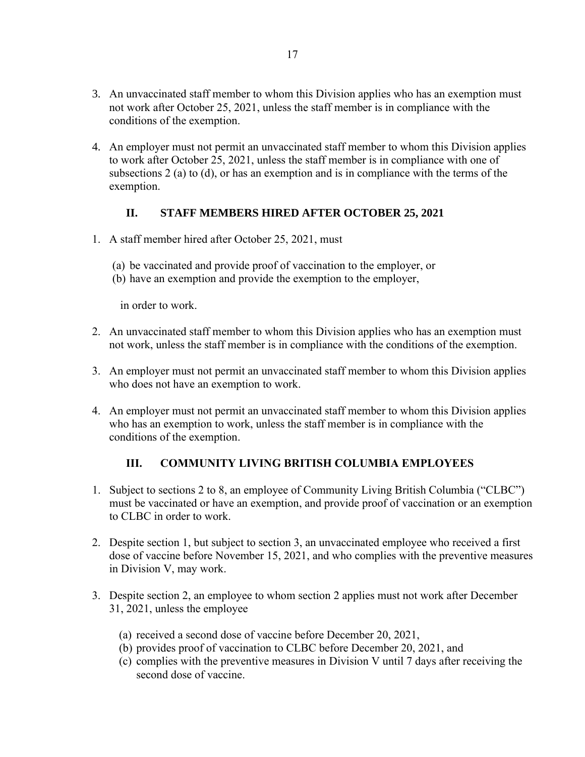3. An unvaccinated staff member to whom this Division applies who has an exemption must not work after October 25, 2021, unless the staff member is in compliance with the conditions of the exemption.

4. An employer must not permit an unvaccinated staff member to whom this Division applies to work after October 25, 2021, unless the staff member is in compliance with one of subsections 2 (a) to (d), or has an exemption and is in compliance with the terms of the exemption.

## II. STAFF MEMBERS HIRED AFTER OCTOBER 25, 2021

1. A staff member hired after October 25, 2021, must

   (a) be vaccinated and provide proof of vaccination to the employer, or
   (b) have an exemption and provide the exemption to the employer,

   in order to work.

2. An unvaccinated staff member to whom this Division applies who has an exemption must not work, unless the staff member is in compliance with the conditions of the exemption.

3. An employer must not permit an unvaccinated staff member to whom this Division applies who does not have an exemption to work.

4. An employer must not permit an unvaccinated staff member to whom this Division applies who has an exemption to work, unless the staff member is in compliance with the conditions of the exemption.

## III. COMMUNITY LIVING BRITISH COLUMBIA EMPLOYEES

1. Subject to sections 2 to 8, an employee of Community Living British Columbia ("CLBC") must be vaccinated or have an exemption, and provide proof of vaccination or an exemption to CLBC in order to work.

2. Despite section 1, but subject to section 3, an unvaccinated employee who received a first dose of vaccine before November 15, 2021, and who complies with the preventive measures in Division V, may work.

3. Despite section 2, an employee to whom section 2 applies must not work after December 31, 2021, unless the employee

   (a) received a second dose of vaccine before December 20, 2021,
   (b) provides proof of vaccination to CLBC before December 20, 2021, and
   (c) complies with the preventive measures in Division V until 7 days after receiving the second dose of vaccine.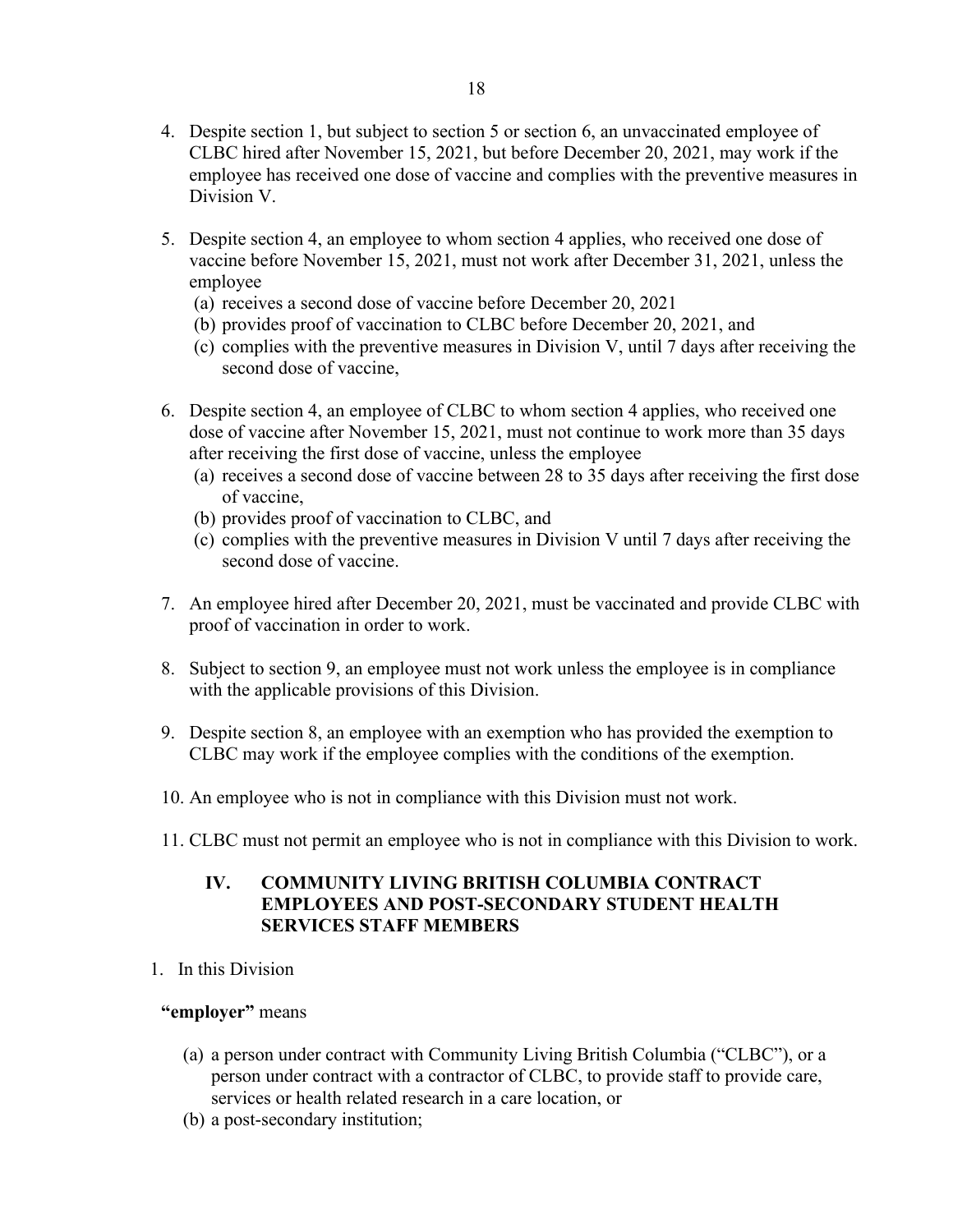4. Despite section 1, but subject to section 5 or section 6, an unvaccinated employee of CLBC hired after November 15, 2021, but before December 20, 2021, may work if the employee has received one dose of vaccine and complies with the preventive measures in Division V.

5. Despite section 4, an employee to whom section 4 applies, who received one dose of vaccine before November 15, 2021, must not work after December 31, 2021, unless the employee
   (a) receives a second dose of vaccine before December 20, 2021
   (b) provides proof of vaccination to CLBC before December 20, 2021, and
   (c) complies with the preventive measures in Division V, until 7 days after receiving the second dose of vaccine,

6. Despite section 4, an employee of CLBC to whom section 4 applies, who received one dose of vaccine after November 15, 2021, must not continue to work more than 35 days after receiving the first dose of vaccine, unless the employee
   (a) receives a second dose of vaccine between 28 to 35 days after receiving the first dose of vaccine,
   (b) provides proof of vaccination to CLBC, and
   (c) complies with the preventive measures in Division V until 7 days after receiving the second dose of vaccine.

7. An employee hired after December 20, 2021, must be vaccinated and provide CLBC with proof of vaccination in order to work.

8. Subject to section 9, an employee must not work unless the employee is in compliance with the applicable provisions of this Division.

9. Despite section 8, an employee with an exemption who has provided the exemption to CLBC may work if the employee complies with the conditions of the exemption.

10. An employee who is not in compliance with this Division must not work.

11. CLBC must not permit an employee who is not in compliance with this Division to work.

## IV. COMMUNITY LIVING BRITISH COLUMBIA CONTRACT EMPLOYEES AND POST-SECONDARY STUDENT HEALTH SERVICES STAFF MEMBERS

1. In this Division

**"employer"** means

(a) a person under contract with Community Living British Columbia ("CLBC"), or a person under contract with a contractor of CLBC, to provide staff to provide care, services or health related research in a care location, or
(b) a post-secondary institution;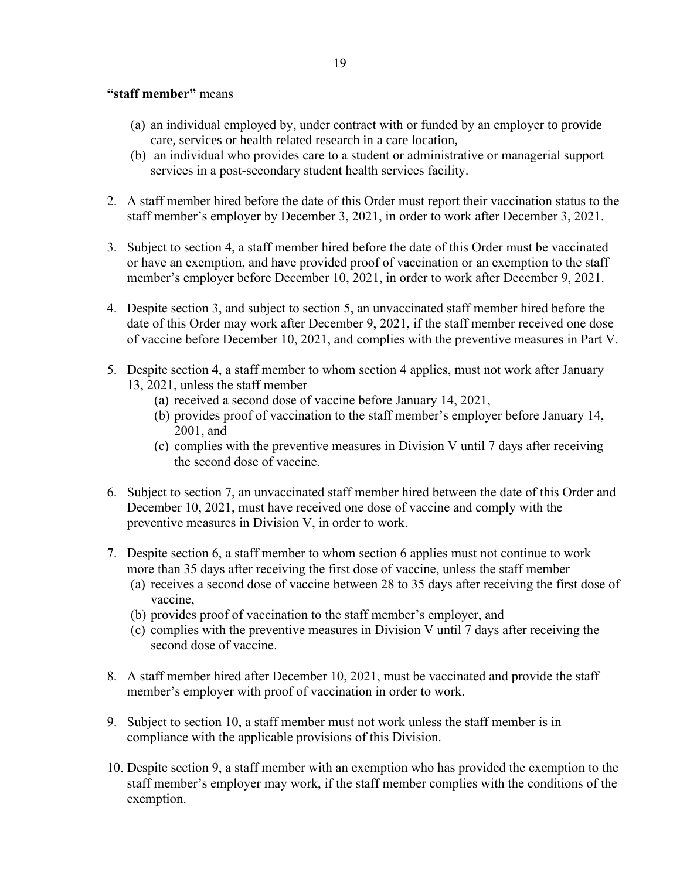**"staff member"** means

(a) an individual employed by, under contract with or funded by an employer to provide care, services or health related research in a care location,

(b) an individual who provides care to a student or administrative or managerial support services in a post-secondary student health services facility.

2. A staff member hired before the date of this Order must report their vaccination status to the staff member's employer by December 3, 2021, in order to work after December 3, 2021.

3. Subject to section 4, a staff member hired before the date of this Order must be vaccinated or have an exemption, and have provided proof of vaccination or an exemption to the staff member's employer before December 10, 2021, in order to work after December 9, 2021.

4. Despite section 3, and subject to section 5, an unvaccinated staff member hired before the date of this Order may work after December 9, 2021, if the staff member received one dose of vaccine before December 10, 2021, and complies with the preventive measures in Part V.

5. Despite section 4, a staff member to whom section 4 applies, must not work after January 13, 2021, unless the staff member
   (a) received a second dose of vaccine before January 14, 2021,
   (b) provides proof of vaccination to the staff member's employer before January 14, 2001, and
   (c) complies with the preventive measures in Division V until 7 days after receiving the second dose of vaccine.

6. Subject to section 7, an unvaccinated staff member hired between the date of this Order and December 10, 2021, must have received one dose of vaccine and comply with the preventive measures in Division V, in order to work.

7. Despite section 6, a staff member to whom section 6 applies must not continue to work more than 35 days after receiving the first dose of vaccine, unless the staff member
   (a) receives a second dose of vaccine between 28 to 35 days after receiving the first dose of vaccine,
   (b) provides proof of vaccination to the staff member's employer, and
   (c) complies with the preventive measures in Division V until 7 days after receiving the second dose of vaccine.

8. A staff member hired after December 10, 2021, must be vaccinated and provide the staff member's employer with proof of vaccination in order to work.

9. Subject to section 10, a staff member must not work unless the staff member is in compliance with the applicable provisions of this Division.

10. Despite section 9, a staff member with an exemption who has provided the exemption to the staff member's employer may work, if the staff member complies with the conditions of the exemption.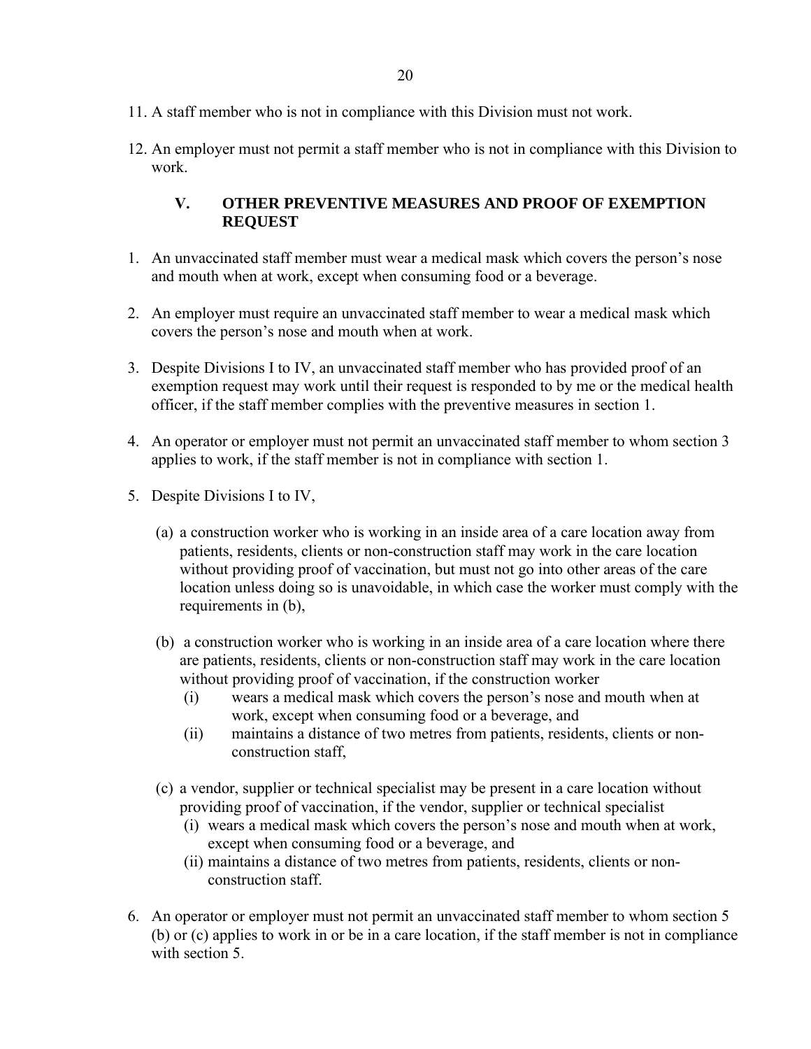11. A staff member who is not in compliance with this Division must not work.

12. An employer must not permit a staff member who is not in compliance with this Division to work.

## V. OTHER PREVENTIVE MEASURES AND PROOF OF EXEMPTION REQUEST

1. An unvaccinated staff member must wear a medical mask which covers the person's nose and mouth when at work, except when consuming food or a beverage.

2. An employer must require an unvaccinated staff member to wear a medical mask which covers the person's nose and mouth when at work.

3. Despite Divisions I to IV, an unvaccinated staff member who has provided proof of an exemption request may work until their request is responded to by me or the medical health officer, if the staff member complies with the preventive measures in section 1.

4. An operator or employer must not permit an unvaccinated staff member to whom section 3 applies to work, if the staff member is not in compliance with section 1.

5. Despite Divisions I to IV,

   (a) a construction worker who is working in an inside area of a care location away from patients, residents, clients or non-construction staff may work in the care location without providing proof of vaccination, but must not go into other areas of the care location unless doing so is unavoidable, in which case the worker must comply with the requirements in (b),

   (b) a construction worker who is working in an inside area of a care location where there are patients, residents, clients or non-construction staff may work in the care location without providing proof of vaccination, if the construction worker
      (i) wears a medical mask which covers the person's nose and mouth when at work, except when consuming food or a beverage, and
      (ii) maintains a distance of two metres from patients, residents, clients or non-construction staff,

   (c) a vendor, supplier or technical specialist may be present in a care location without providing proof of vaccination, if the vendor, supplier or technical specialist
      (i) wears a medical mask which covers the person's nose and mouth when at work, except when consuming food or a beverage, and
      (ii) maintains a distance of two metres from patients, residents, clients or non-construction staff.

6. An operator or employer must not permit an unvaccinated staff member to whom section 5 (b) or (c) applies to work in or be in a care location, if the staff member is not in compliance with section 5.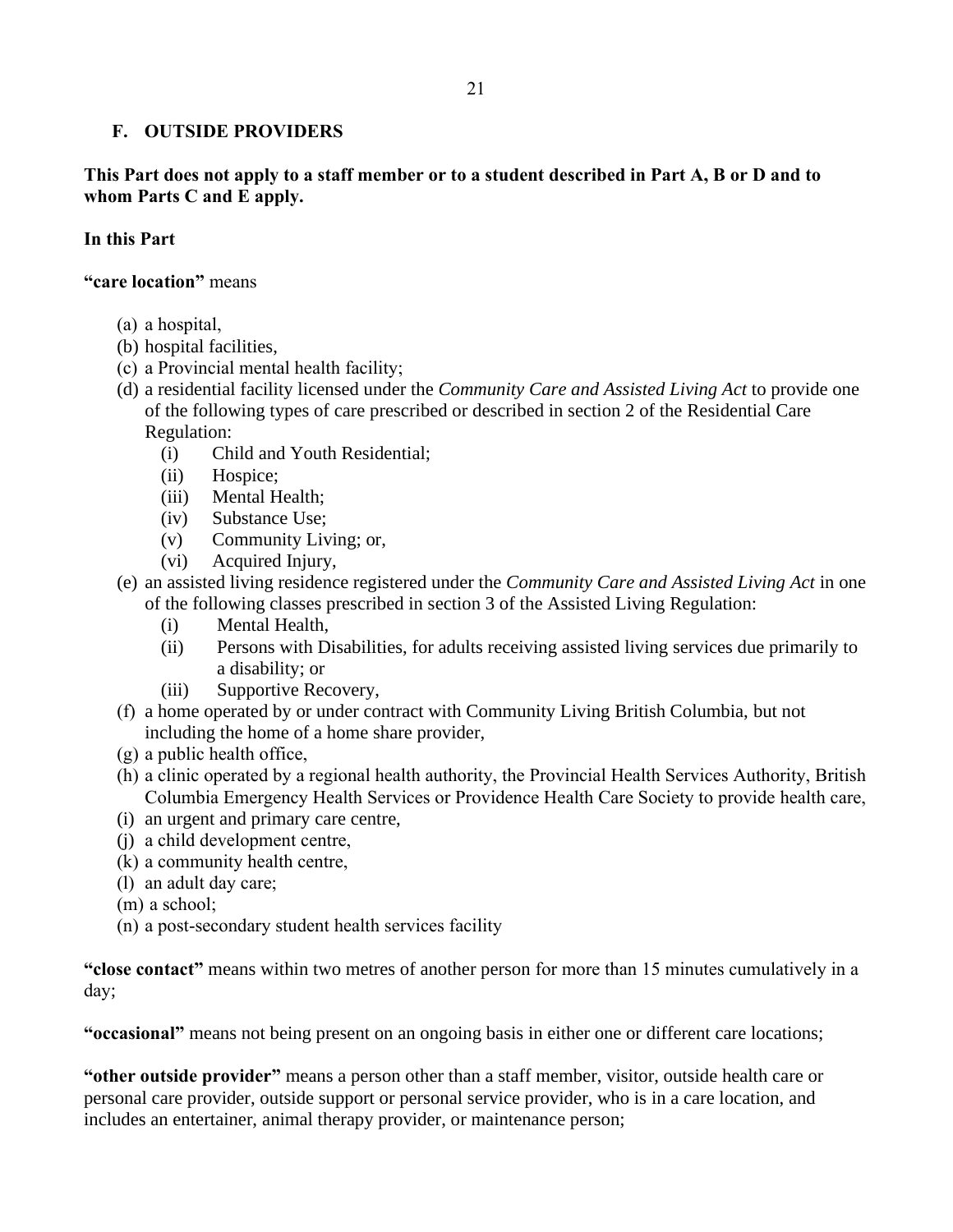## F. OUTSIDE PROVIDERS

**This Part does not apply to a staff member or to a student described in Part A, B or D and to whom Parts C and E apply.**

**In this Part**

**"care location"** means

(a) a hospital,
(b) hospital facilities,
(c) a Provincial mental health facility;
(d) a residential facility licensed under the *Community Care and Assisted Living Act* to provide one of the following types of care prescribed or described in section 2 of the Residential Care Regulation:
  (i) Child and Youth Residential;
  (ii) Hospice;
  (iii) Mental Health;
  (iv) Substance Use;
  (v) Community Living; or,
  (vi) Acquired Injury,
(e) an assisted living residence registered under the *Community Care and Assisted Living Act* in one of the following classes prescribed in section 3 of the Assisted Living Regulation:
  (i) Mental Health,
  (ii) Persons with Disabilities, for adults receiving assisted living services due primarily to a disability; or
  (iii) Supportive Recovery,
(f) a home operated by or under contract with Community Living British Columbia, but not including the home of a home share provider,
(g) a public health office,
(h) a clinic operated by a regional health authority, the Provincial Health Services Authority, British Columbia Emergency Health Services or Providence Health Care Society to provide health care,
(i) an urgent and primary care centre,
(j) a child development centre,
(k) a community health centre,
(l) an adult day care;
(m) a school;
(n) a post-secondary student health services facility

**"close contact"** means within two metres of another person for more than 15 minutes cumulatively in a day;

**"occasional"** means not being present on an ongoing basis in either one or different care locations;

**"other outside provider"** means a person other than a staff member, visitor, outside health care or personal care provider, outside support or personal service provider, who is in a care location, and includes an entertainer, animal therapy provider, or maintenance person;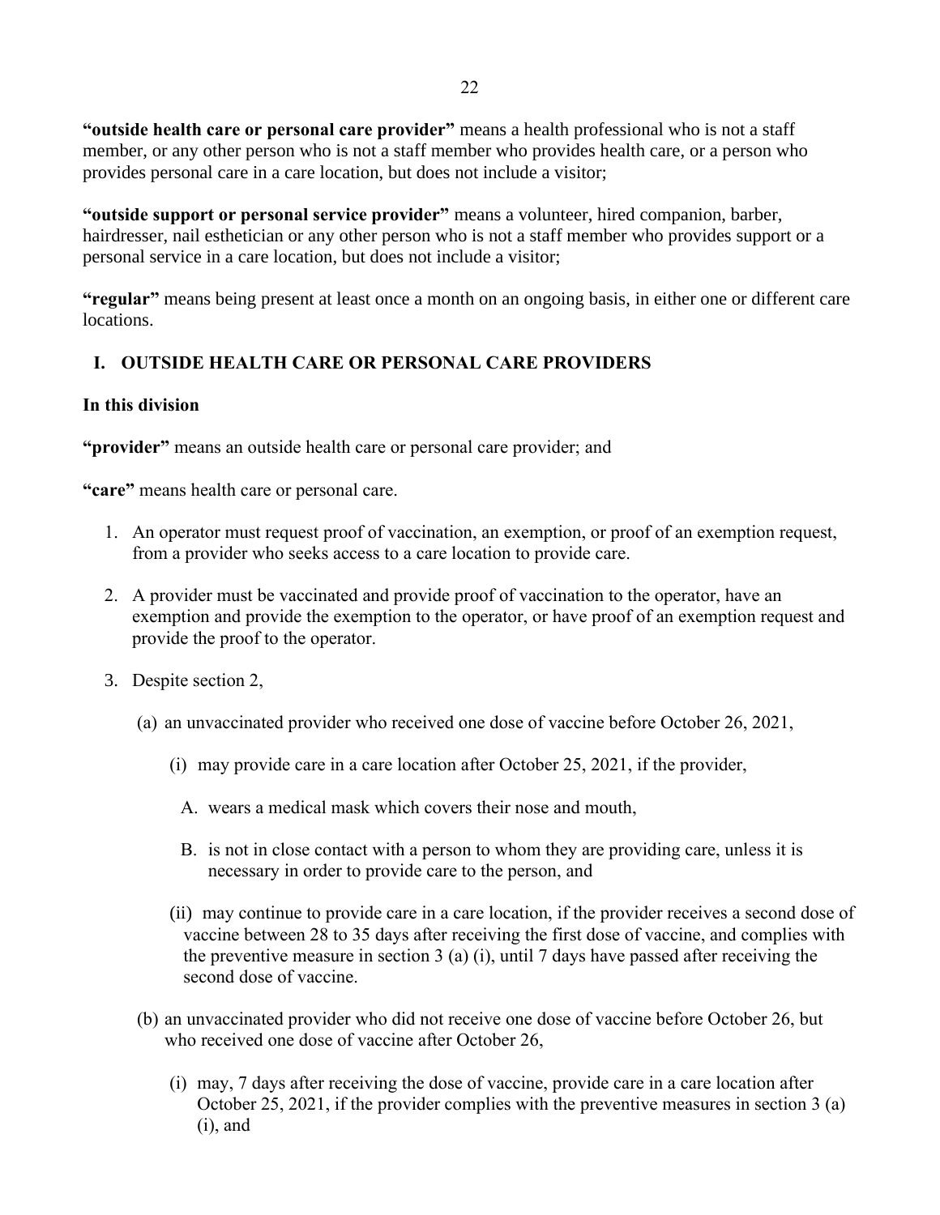**"outside health care or personal care provider"** means a health professional who is not a staff member, or any other person who is not a staff member who provides health care, or a person who provides personal care in a care location, but does not include a visitor;

**"outside support or personal service provider"** means a volunteer, hired companion, barber, hairdresser, nail esthetician or any other person who is not a staff member who provides support or a personal service in a care location, but does not include a visitor;

**"regular"** means being present at least once a month on an ongoing basis, in either one or different care locations.

## I. OUTSIDE HEALTH CARE OR PERSONAL CARE PROVIDERS

**In this division**

**"provider"** means an outside health care or personal care provider; and

**"care"** means health care or personal care.

1. An operator must request proof of vaccination, an exemption, or proof of an exemption request, from a provider who seeks access to a care location to provide care.

2. A provider must be vaccinated and provide proof of vaccination to the operator, have an exemption and provide the exemption to the operator, or have proof of an exemption request and provide the proof to the operator.

3. Despite section 2,

   (a) an unvaccinated provider who received one dose of vaccine before October 26, 2021,

      (i) may provide care in a care location after October 25, 2021, if the provider,

         A. wears a medical mask which covers their nose and mouth,

         B. is not in close contact with a person to whom they are providing care, unless it is necessary in order to provide care to the person, and

      (ii) may continue to provide care in a care location, if the provider receives a second dose of vaccine between 28 to 35 days after receiving the first dose of vaccine, and complies with the preventive measure in section 3 (a) (i), until 7 days have passed after receiving the second dose of vaccine.

   (b) an unvaccinated provider who did not receive one dose of vaccine before October 26, but who received one dose of vaccine after October 26,

      (i) may, 7 days after receiving the dose of vaccine, provide care in a care location after October 25, 2021, if the provider complies with the preventive measures in section 3 (a) (i), and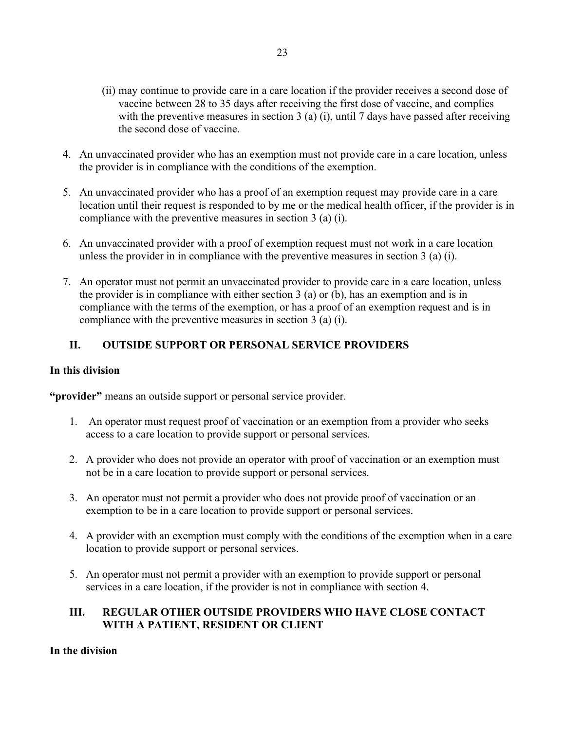(ii) may continue to provide care in a care location if the provider receives a second dose of vaccine between 28 to 35 days after receiving the first dose of vaccine, and complies with the preventive measures in section 3 (a) (i), until 7 days have passed after receiving the second dose of vaccine.

4. An unvaccinated provider who has an exemption must not provide care in a care location, unless the provider is in compliance with the conditions of the exemption.

5. An unvaccinated provider who has a proof of an exemption request may provide care in a care location until their request is responded to by me or the medical health officer, if the provider is in compliance with the preventive measures in section 3 (a) (i).

6. An unvaccinated provider with a proof of exemption request must not work in a care location unless the provider in in compliance with the preventive measures in section 3 (a) (i).

7. An operator must not permit an unvaccinated provider to provide care in a care location, unless the provider is in compliance with either section 3 (a) or (b), has an exemption and is in compliance with the terms of the exemption, or has a proof of an exemption request and is in compliance with the preventive measures in section 3 (a) (i).

## II. OUTSIDE SUPPORT OR PERSONAL SERVICE PROVIDERS

**In this division**

**"provider"** means an outside support or personal service provider.

1. An operator must request proof of vaccination or an exemption from a provider who seeks access to a care location to provide support or personal services.

2. A provider who does not provide an operator with proof of vaccination or an exemption must not be in a care location to provide support or personal services.

3. An operator must not permit a provider who does not provide proof of vaccination or an exemption to be in a care location to provide support or personal services.

4. A provider with an exemption must comply with the conditions of the exemption when in a care location to provide support or personal services.

5. An operator must not permit a provider with an exemption to provide support or personal services in a care location, if the provider is not in compliance with section 4.

## III. REGULAR OTHER OUTSIDE PROVIDERS WHO HAVE CLOSE CONTACT WITH A PATIENT, RESIDENT OR CLIENT

**In the division**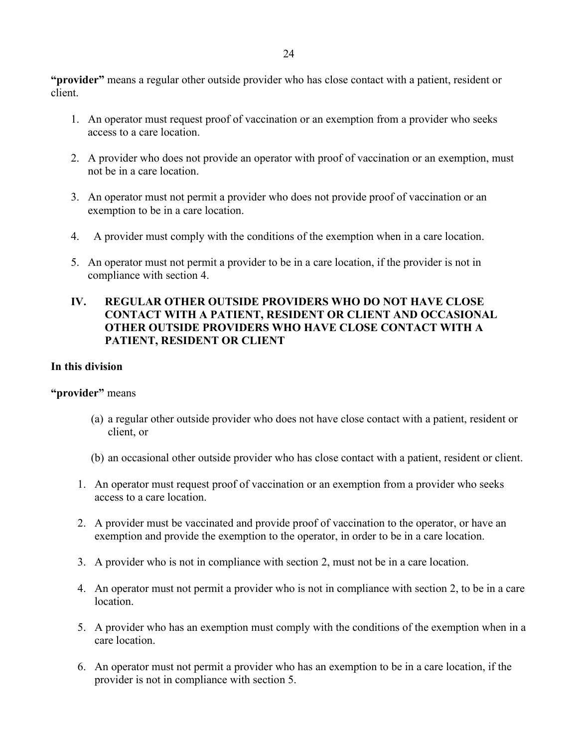**"provider"** means a regular other outside provider who has close contact with a patient, resident or client.

1. An operator must request proof of vaccination or an exemption from a provider who seeks access to a care location.

2. A provider who does not provide an operator with proof of vaccination or an exemption, must not be in a care location.

3. An operator must not permit a provider who does not provide proof of vaccination or an exemption to be in a care location.

4. A provider must comply with the conditions of the exemption when in a care location.

5. An operator must not permit a provider to be in a care location, if the provider is not in compliance with section 4.

## IV. REGULAR OTHER OUTSIDE PROVIDERS WHO DO NOT HAVE CLOSE CONTACT WITH A PATIENT, RESIDENT OR CLIENT AND OCCASIONAL OTHER OUTSIDE PROVIDERS WHO HAVE CLOSE CONTACT WITH A PATIENT, RESIDENT OR CLIENT

**In this division**

**"provider"** means

(a) a regular other outside provider who does not have close contact with a patient, resident or client, or

(b) an occasional other outside provider who has close contact with a patient, resident or client.

1. An operator must request proof of vaccination or an exemption from a provider who seeks access to a care location.

2. A provider must be vaccinated and provide proof of vaccination to the operator, or have an exemption and provide the exemption to the operator, in order to be in a care location.

3. A provider who is not in compliance with section 2, must not be in a care location.

4. An operator must not permit a provider who is not in compliance with section 2, to be in a care location.

5. A provider who has an exemption must comply with the conditions of the exemption when in a care location.

6. An operator must not permit a provider who has an exemption to be in a care location, if the provider is not in compliance with section 5.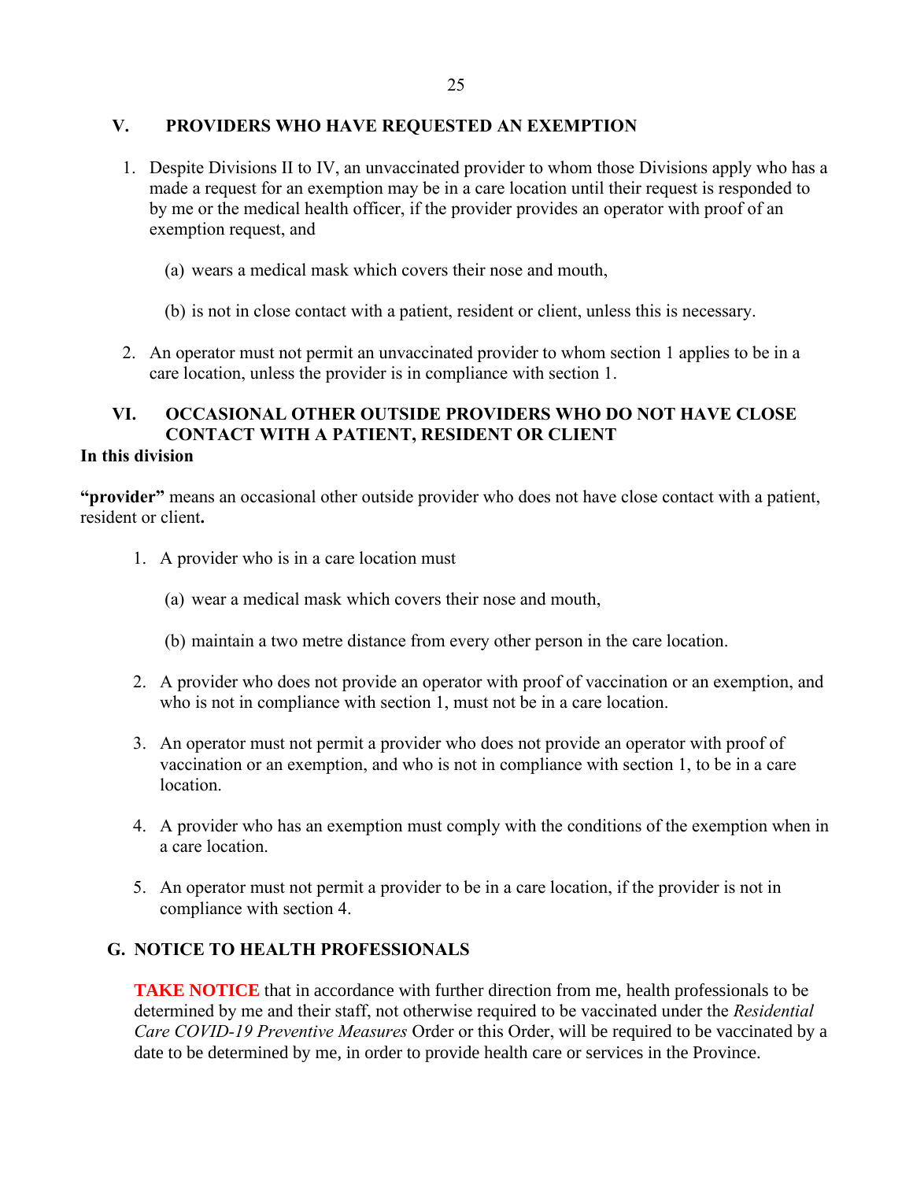## V. PROVIDERS WHO HAVE REQUESTED AN EXEMPTION

1. Despite Divisions II to IV, an unvaccinated provider to whom those Divisions apply who has a made a request for an exemption may be in a care location until their request is responded to by me or the medical health officer, if the provider provides an operator with proof of an exemption request, and

   (a) wears a medical mask which covers their nose and mouth,

   (b) is not in close contact with a patient, resident or client, unless this is necessary.

2. An operator must not permit an unvaccinated provider to whom section 1 applies to be in a care location, unless the provider is in compliance with section 1.

## VI. OCCASIONAL OTHER OUTSIDE PROVIDERS WHO DO NOT HAVE CLOSE CONTACT WITH A PATIENT, RESIDENT OR CLIENT

**In this division**

**"provider"** means an occasional other outside provider who does not have close contact with a patient, resident or client**.**

1. A provider who is in a care location must

   (a) wear a medical mask which covers their nose and mouth,

   (b) maintain a two metre distance from every other person in the care location.

2. A provider who does not provide an operator with proof of vaccination or an exemption, and who is not in compliance with section 1, must not be in a care location.

3. An operator must not permit a provider who does not provide an operator with proof of vaccination or an exemption, and who is not in compliance with section 1, to be in a care location.

4. A provider who has an exemption must comply with the conditions of the exemption when in a care location.

5. An operator must not permit a provider to be in a care location, if the provider is not in compliance with section 4.

## G. NOTICE TO HEALTH PROFESSIONALS

**TAKE NOTICE** that in accordance with further direction from me, health professionals to be determined by me and their staff, not otherwise required to be vaccinated under the *Residential Care COVID-19 Preventive Measures* Order or this Order, will be required to be vaccinated by a date to be determined by me, in order to provide health care or services in the Province.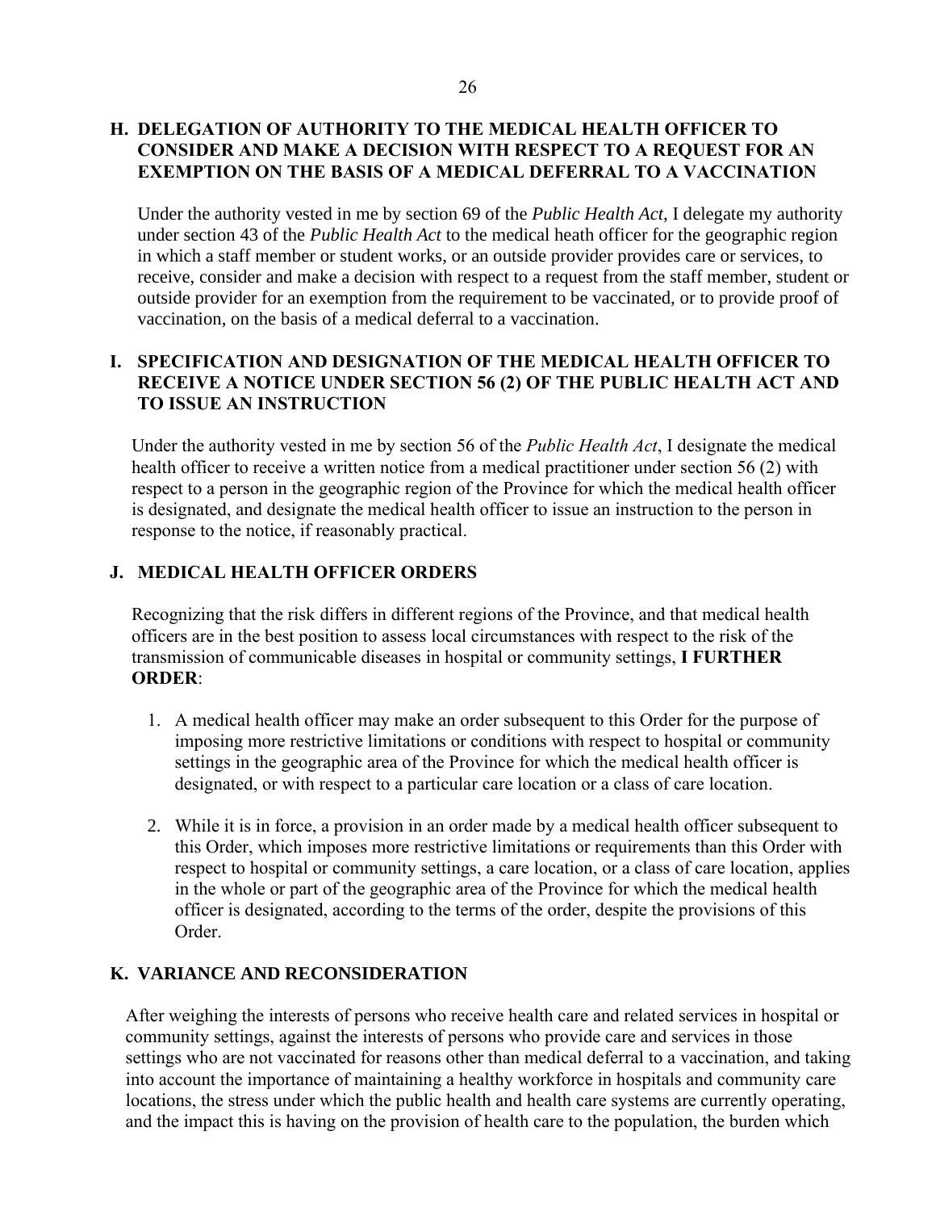## H. DELEGATION OF AUTHORITY TO THE MEDICAL HEALTH OFFICER TO CONSIDER AND MAKE A DECISION WITH RESPECT TO A REQUEST FOR AN EXEMPTION ON THE BASIS OF A MEDICAL DEFERRAL TO A VACCINATION

Under the authority vested in me by section 69 of the *Public Health Act*, I delegate my authority under section 43 of the *Public Health Act* to the medical heath officer for the geographic region in which a staff member or student works, or an outside provider provides care or services, to receive, consider and make a decision with respect to a request from the staff member, student or outside provider for an exemption from the requirement to be vaccinated, or to provide proof of vaccination, on the basis of a medical deferral to a vaccination.

## I. SPECIFICATION AND DESIGNATION OF THE MEDICAL HEALTH OFFICER TO RECEIVE A NOTICE UNDER SECTION 56 (2) OF THE PUBLIC HEALTH ACT AND TO ISSUE AN INSTRUCTION

Under the authority vested in me by section 56 of the *Public Health Act*, I designate the medical health officer to receive a written notice from a medical practitioner under section 56 (2) with respect to a person in the geographic region of the Province for which the medical health officer is designated, and designate the medical health officer to issue an instruction to the person in response to the notice, if reasonably practical.

## J. MEDICAL HEALTH OFFICER ORDERS

Recognizing that the risk differs in different regions of the Province, and that medical health officers are in the best position to assess local circumstances with respect to the risk of the transmission of communicable diseases in hospital or community settings, **I FURTHER ORDER**:

1. A medical health officer may make an order subsequent to this Order for the purpose of imposing more restrictive limitations or conditions with respect to hospital or community settings in the geographic area of the Province for which the medical health officer is designated, or with respect to a particular care location or a class of care location.

2. While it is in force, a provision in an order made by a medical health officer subsequent to this Order, which imposes more restrictive limitations or requirements than this Order with respect to hospital or community settings, a care location, or a class of care location, applies in the whole or part of the geographic area of the Province for which the medical health officer is designated, according to the terms of the order, despite the provisions of this Order.

## K. VARIANCE AND RECONSIDERATION

After weighing the interests of persons who receive health care and related services in hospital or community settings, against the interests of persons who provide care and services in those settings who are not vaccinated for reasons other than medical deferral to a vaccination, and taking into account the importance of maintaining a healthy workforce in hospitals and community care locations, the stress under which the public health and health care systems are currently operating, and the impact this is having on the provision of health care to the population, the burden which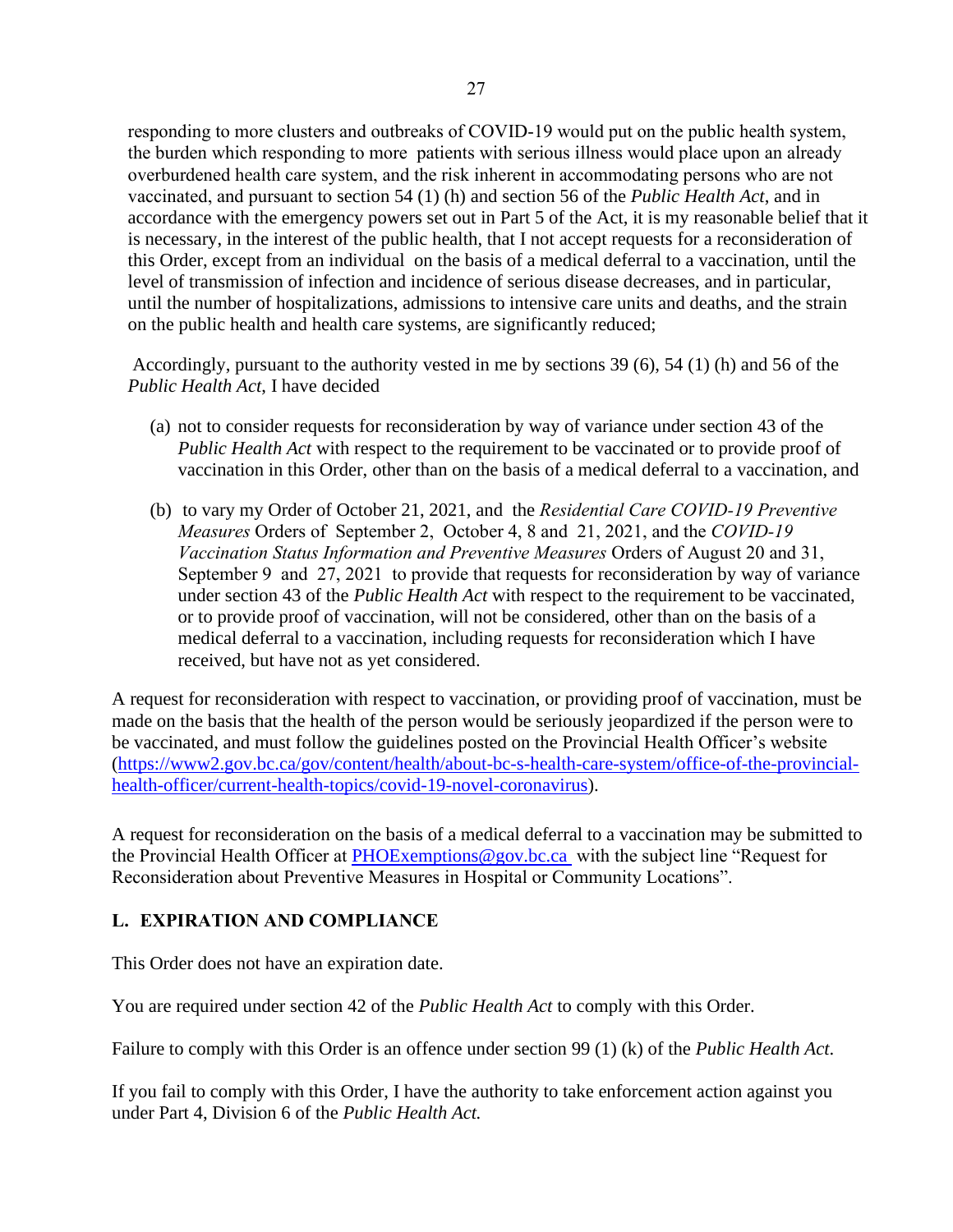responding to more clusters and outbreaks of COVID-19 would put on the public health system, the burden which responding to more patients with serious illness would place upon an already overburdened health care system, and the risk inherent in accommodating persons who are not vaccinated, and pursuant to section 54 (1) (h) and section 56 of the *Public Health Act*, and in accordance with the emergency powers set out in Part 5 of the Act, it is my reasonable belief that it is necessary, in the interest of the public health, that I not accept requests for a reconsideration of this Order, except from an individual on the basis of a medical deferral to a vaccination, until the level of transmission of infection and incidence of serious disease decreases, and in particular, until the number of hospitalizations, admissions to intensive care units and deaths, and the strain on the public health and health care systems, are significantly reduced;

Accordingly, pursuant to the authority vested in me by sections 39 (6), 54 (1) (h) and 56 of the *Public Health Act*, I have decided

(a) not to consider requests for reconsideration by way of variance under section 43 of the *Public Health Act* with respect to the requirement to be vaccinated or to provide proof of vaccination in this Order, other than on the basis of a medical deferral to a vaccination, and

(b) to vary my Order of October 21, 2021, and the *Residential Care COVID-19 Preventive Measures* Orders of September 2, October 4, 8 and 21, 2021, and the *COVID-19 Vaccination Status Information and Preventive Measures* Orders of August 20 and 31, September 9 and 27, 2021 to provide that requests for reconsideration by way of variance under section 43 of the *Public Health Act* with respect to the requirement to be vaccinated, or to provide proof of vaccination, will not be considered, other than on the basis of a medical deferral to a vaccination, including requests for reconsideration which I have received, but have not as yet considered.

A request for reconsideration with respect to vaccination, or providing proof of vaccination, must be made on the basis that the health of the person would be seriously jeopardized if the person were to be vaccinated, and must follow the guidelines posted on the Provincial Health Officer's website (https://www2.gov.bc.ca/gov/content/health/about-bc-s-health-care-system/office-of-the-provincial-health-officer/current-health-topics/covid-19-novel-coronavirus).

A request for reconsideration on the basis of a medical deferral to a vaccination may be submitted to the Provincial Health Officer at PHOExemptions@gov.bc.ca with the subject line "Request for Reconsideration about Preventive Measures in Hospital or Community Locations".

## L. EXPIRATION AND COMPLIANCE

This Order does not have an expiration date.

You are required under section 42 of the *Public Health Act* to comply with this Order.

Failure to comply with this Order is an offence under section 99 (1) (k) of the *Public Health Act.*

If you fail to comply with this Order, I have the authority to take enforcement action against you under Part 4, Division 6 of the *Public Health Act.*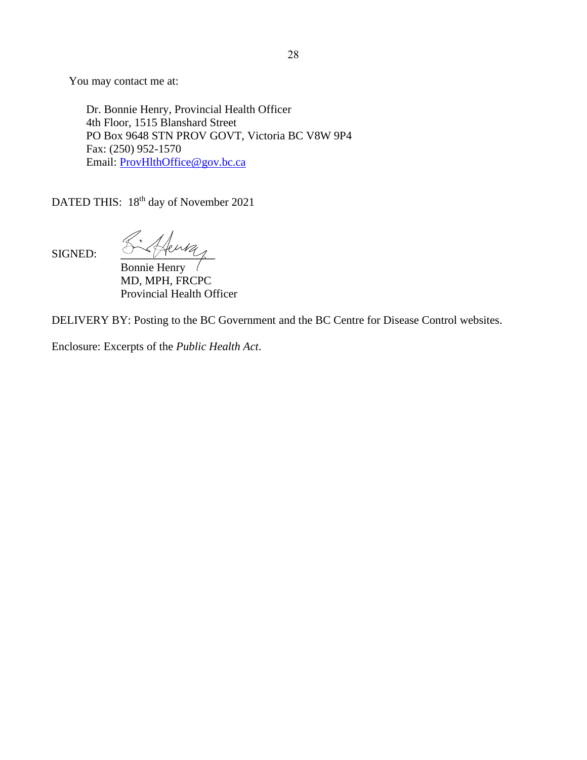You may contact me at:

Dr. Bonnie Henry, Provincial Health Officer
4th Floor, 1515 Blanshard Street
PO Box 9648 STN PROV GOVT, Victoria BC V8W 9P4
Fax: (250) 952-1570
Email: ProvHlthOffice@gov.bc.ca

DATED THIS: 18th day of November 2021

SIGNED: ________________
Bonnie Henry
MD, MPH, FRCPC
Provincial Health Officer

DELIVERY BY: Posting to the BC Government and the BC Centre for Disease Control websites.

Enclosure: Excerpts of the *Public Health Act*.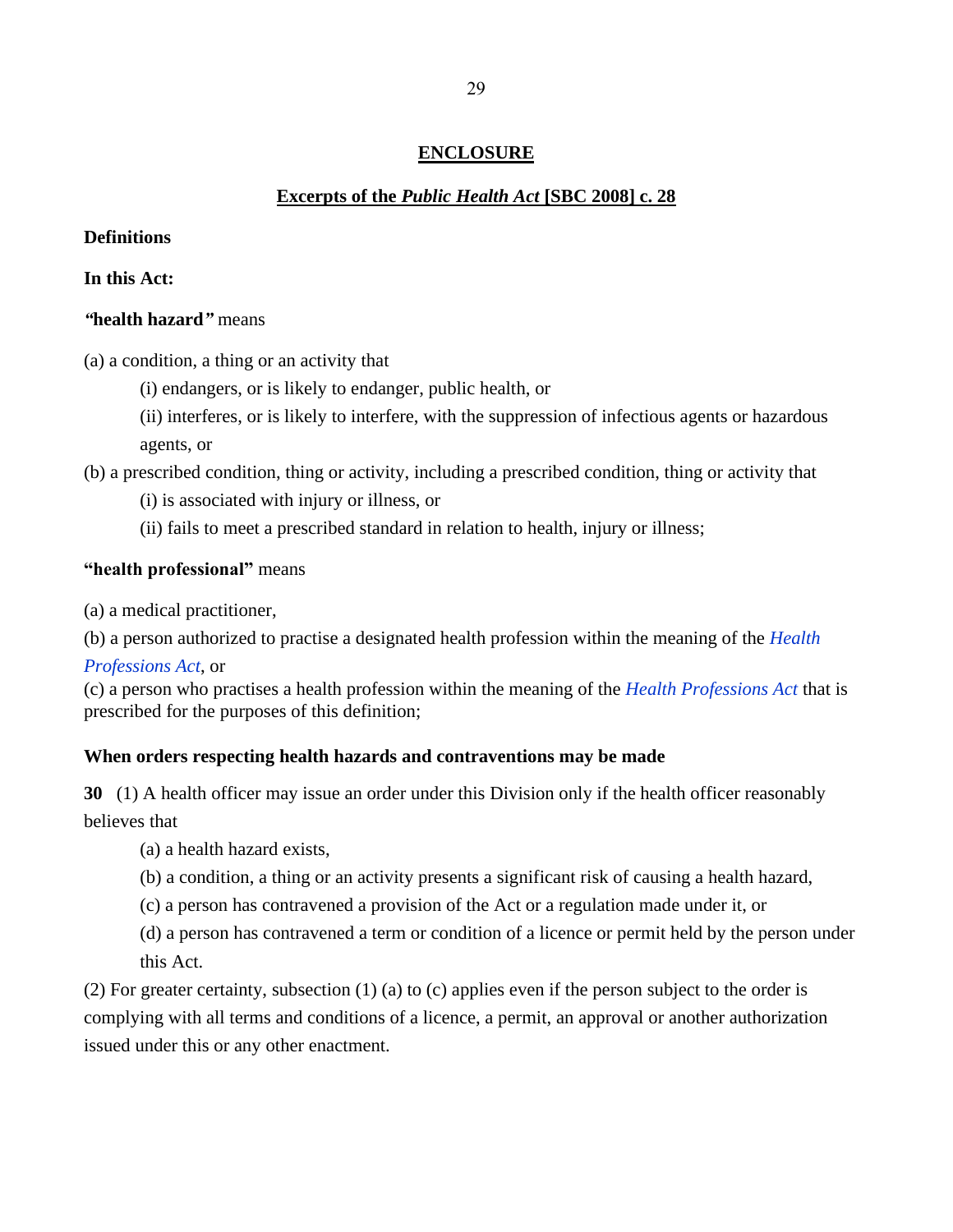## ENCLOSURE

### Excerpts of the *Public Health Act* [SBC 2008] c. 28

**Definitions**

**In this Act:**

***"*health hazard*"*** means

(a) a condition, a thing or an activity that

(i) endangers, or is likely to endanger, public health, or

(ii) interferes, or is likely to interfere, with the suppression of infectious agents or hazardous agents, or

(b) a prescribed condition, thing or activity, including a prescribed condition, thing or activity that

(i) is associated with injury or illness, or

(ii) fails to meet a prescribed standard in relation to health, injury or illness;

**"health professional"** means

(a) a medical practitioner,

(b) a person authorized to practise a designated health profession within the meaning of the *Health Professions Act*, or

(c) a person who practises a health profession within the meaning of the *Health Professions Act* that is prescribed for the purposes of this definition;

**When orders respecting health hazards and contraventions may be made**

**30** (1) A health officer may issue an order under this Division only if the health officer reasonably believes that

(a) a health hazard exists,

(b) a condition, a thing or an activity presents a significant risk of causing a health hazard,

(c) a person has contravened a provision of the Act or a regulation made under it, or

(d) a person has contravened a term or condition of a licence or permit held by the person under this Act.

(2) For greater certainty, subsection (1) (a) to (c) applies even if the person subject to the order is complying with all terms and conditions of a licence, a permit, an approval or another authorization issued under this or any other enactment.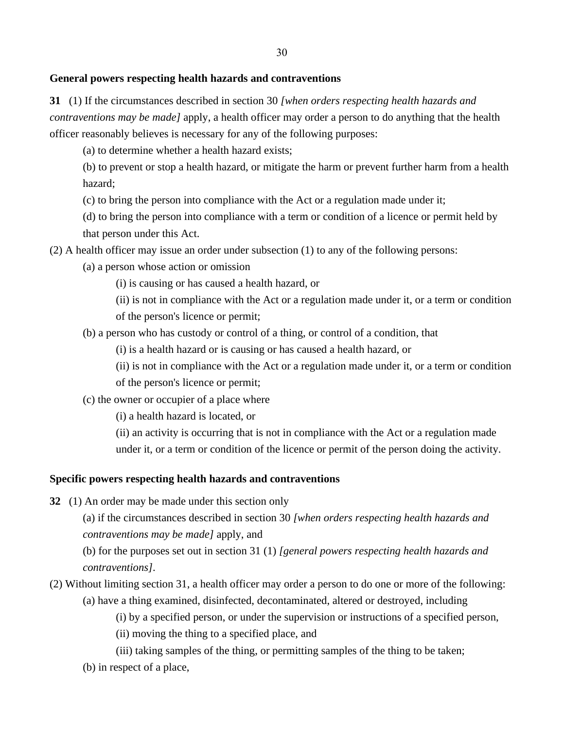**General powers respecting health hazards and contraventions**

**31** (1) If the circumstances described in section 30 *[when orders respecting health hazards and contraventions may be made]* apply, a health officer may order a person to do anything that the health officer reasonably believes is necessary for any of the following purposes:

(a) to determine whether a health hazard exists;

(b) to prevent or stop a health hazard, or mitigate the harm or prevent further harm from a health hazard;

(c) to bring the person into compliance with the Act or a regulation made under it;

(d) to bring the person into compliance with a term or condition of a licence or permit held by that person under this Act.

(2) A health officer may issue an order under subsection (1) to any of the following persons:

(a) a person whose action or omission

(i) is causing or has caused a health hazard, or

(ii) is not in compliance with the Act or a regulation made under it, or a term or condition of the person's licence or permit;

(b) a person who has custody or control of a thing, or control of a condition, that

(i) is a health hazard or is causing or has caused a health hazard, or

(ii) is not in compliance with the Act or a regulation made under it, or a term or condition of the person's licence or permit;

(c) the owner or occupier of a place where

(i) a health hazard is located, or

(ii) an activity is occurring that is not in compliance with the Act or a regulation made under it, or a term or condition of the licence or permit of the person doing the activity.

**Specific powers respecting health hazards and contraventions**

**32** (1) An order may be made under this section only

(a) if the circumstances described in section 30 *[when orders respecting health hazards and contraventions may be made]* apply, and

(b) for the purposes set out in section 31 (1) *[general powers respecting health hazards and contraventions]*.

(2) Without limiting section 31, a health officer may order a person to do one or more of the following:

(a) have a thing examined, disinfected, decontaminated, altered or destroyed, including

(i) by a specified person, or under the supervision or instructions of a specified person,

(ii) moving the thing to a specified place, and

(iii) taking samples of the thing, or permitting samples of the thing to be taken;

(b) in respect of a place,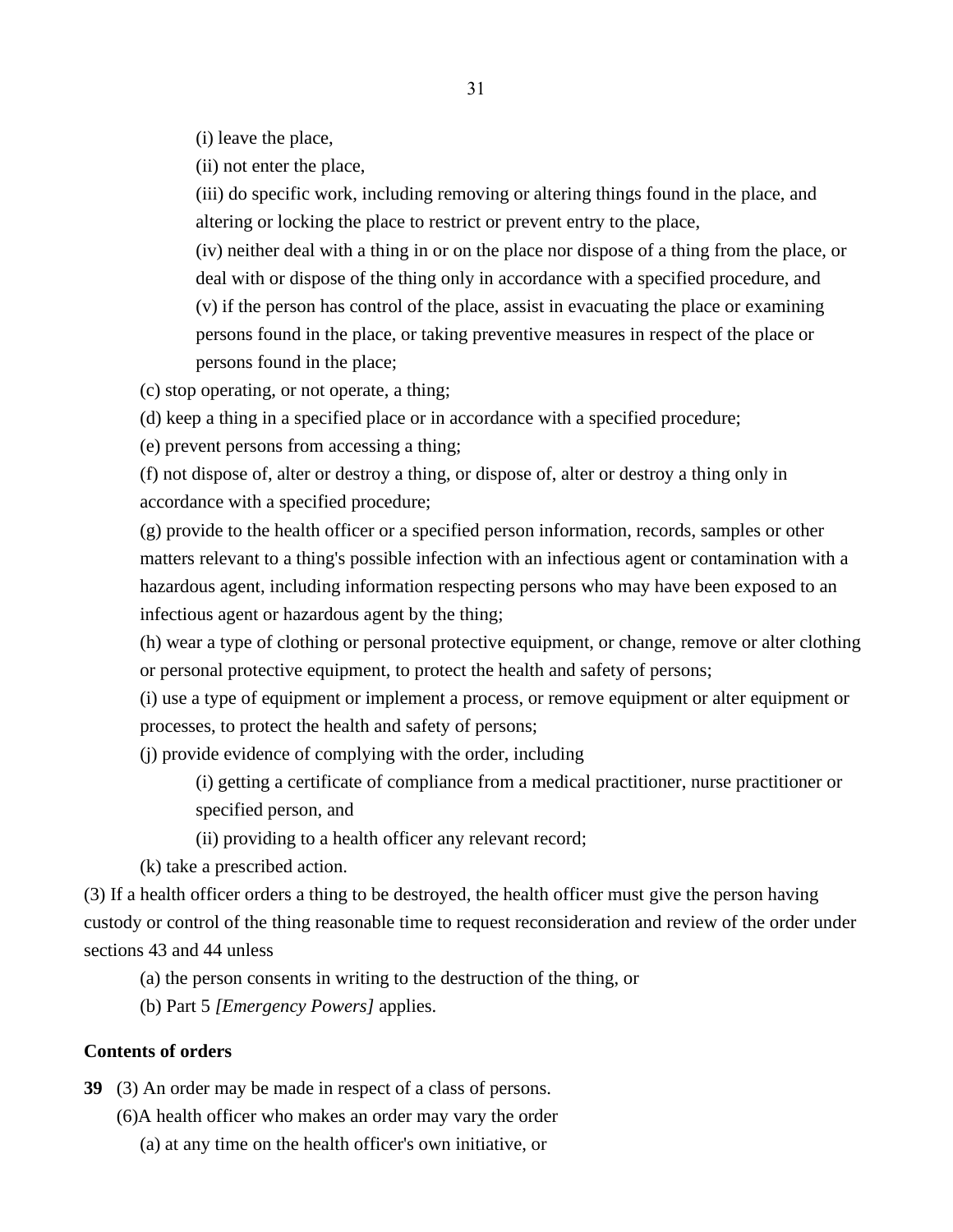(i) leave the place,

(ii) not enter the place,

(iii) do specific work, including removing or altering things found in the place, and altering or locking the place to restrict or prevent entry to the place,

(iv) neither deal with a thing in or on the place nor dispose of a thing from the place, or deal with or dispose of the thing only in accordance with a specified procedure, and

(v) if the person has control of the place, assist in evacuating the place or examining persons found in the place, or taking preventive measures in respect of the place or persons found in the place;

(c) stop operating, or not operate, a thing;

(d) keep a thing in a specified place or in accordance with a specified procedure;

(e) prevent persons from accessing a thing;

(f) not dispose of, alter or destroy a thing, or dispose of, alter or destroy a thing only in accordance with a specified procedure;

(g) provide to the health officer or a specified person information, records, samples or other matters relevant to a thing's possible infection with an infectious agent or contamination with a hazardous agent, including information respecting persons who may have been exposed to an infectious agent or hazardous agent by the thing;

(h) wear a type of clothing or personal protective equipment, or change, remove or alter clothing or personal protective equipment, to protect the health and safety of persons;

(i) use a type of equipment or implement a process, or remove equipment or alter equipment or processes, to protect the health and safety of persons;

(j) provide evidence of complying with the order, including

(i) getting a certificate of compliance from a medical practitioner, nurse practitioner or specified person, and

(ii) providing to a health officer any relevant record;

(k) take a prescribed action.

(3) If a health officer orders a thing to be destroyed, the health officer must give the person having custody or control of the thing reasonable time to request reconsideration and review of the order under sections 43 and 44 unless

(a) the person consents in writing to the destruction of the thing, or

(b) Part 5 *[Emergency Powers]* applies.

**Contents of orders**

**39** (3) An order may be made in respect of a class of persons.

(6)A health officer who makes an order may vary the order

(a) at any time on the health officer's own initiative, or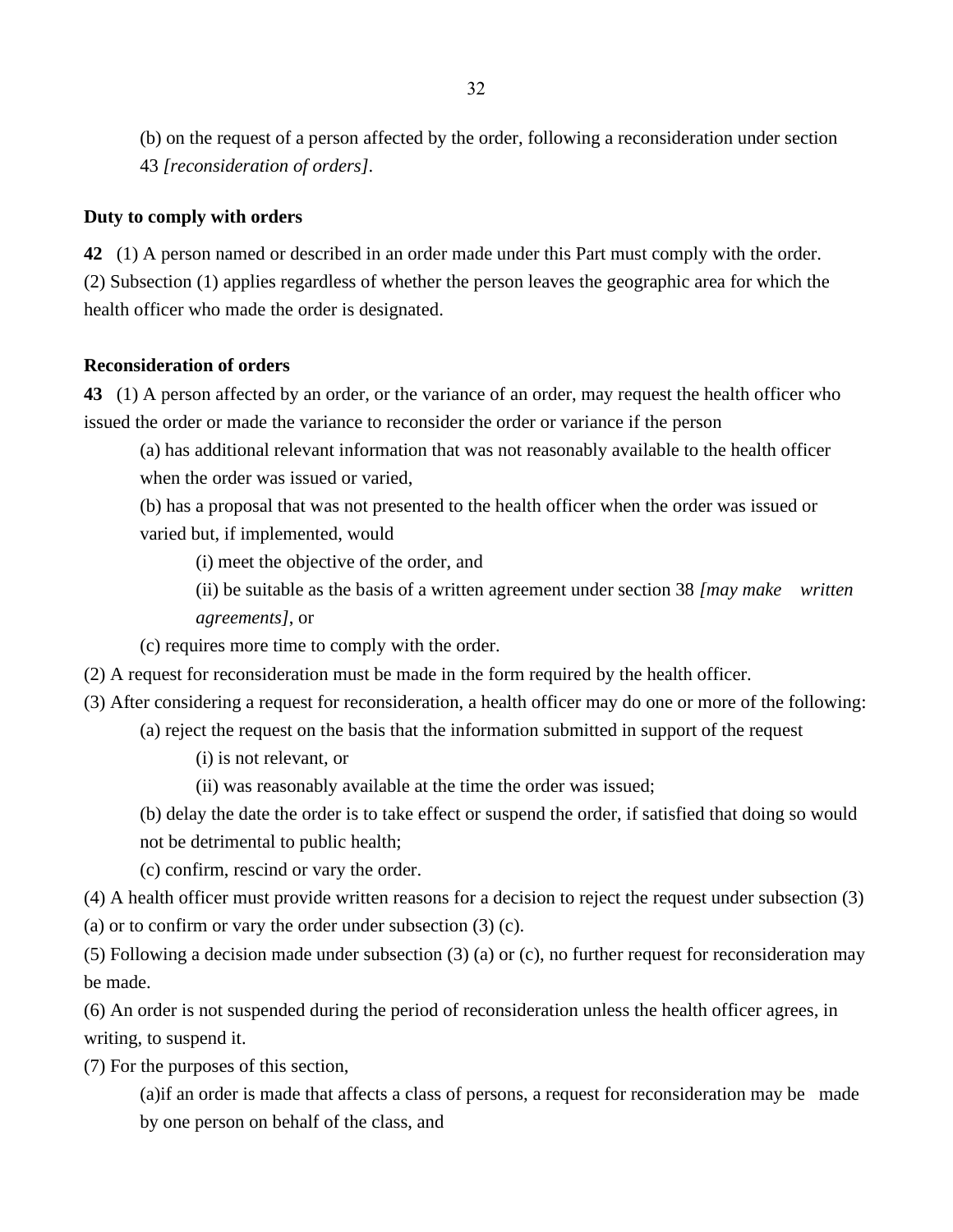(b) on the request of a person affected by the order, following a reconsideration under section 43 *[reconsideration of orders]*.

**Duty to comply with orders**

**42** (1) A person named or described in an order made under this Part must comply with the order.

(2) Subsection (1) applies regardless of whether the person leaves the geographic area for which the health officer who made the order is designated.

**Reconsideration of orders**

**43** (1) A person affected by an order, or the variance of an order, may request the health officer who issued the order or made the variance to reconsider the order or variance if the person

(a) has additional relevant information that was not reasonably available to the health officer when the order was issued or varied,

(b) has a proposal that was not presented to the health officer when the order was issued or varied but, if implemented, would

(i) meet the objective of the order, and

(ii) be suitable as the basis of a written agreement under section 38 *[may make written agreements]*, or

(c) requires more time to comply with the order.

(2) A request for reconsideration must be made in the form required by the health officer.

(3) After considering a request for reconsideration, a health officer may do one or more of the following:

(a) reject the request on the basis that the information submitted in support of the request

(i) is not relevant, or

(ii) was reasonably available at the time the order was issued;

(b) delay the date the order is to take effect or suspend the order, if satisfied that doing so would not be detrimental to public health;

(c) confirm, rescind or vary the order.

(4) A health officer must provide written reasons for a decision to reject the request under subsection (3) (a) or to confirm or vary the order under subsection (3) (c).

(5) Following a decision made under subsection (3) (a) or (c), no further request for reconsideration may be made.

(6) An order is not suspended during the period of reconsideration unless the health officer agrees, in writing, to suspend it.

(7) For the purposes of this section,

(a)if an order is made that affects a class of persons, a request for reconsideration may be made by one person on behalf of the class, and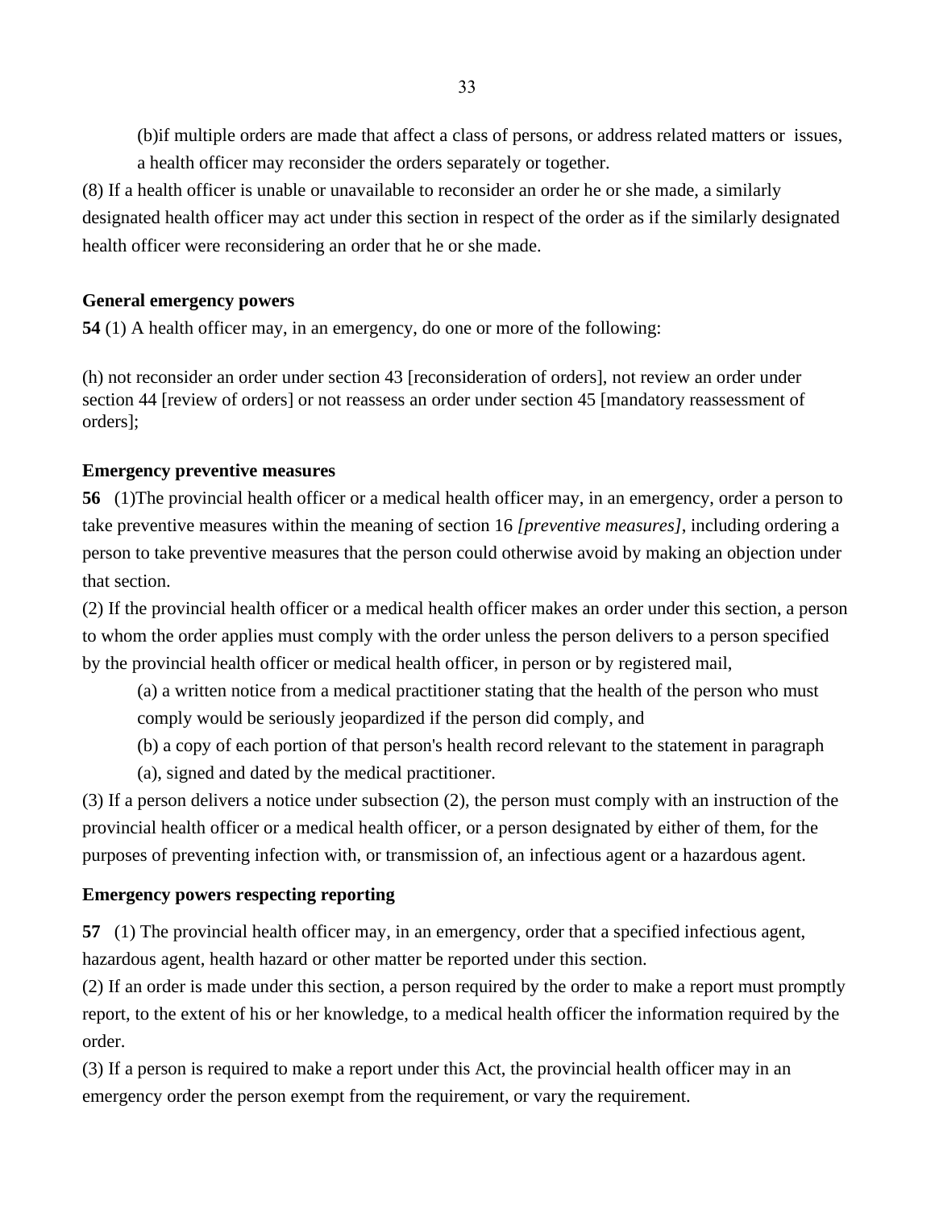(b)if multiple orders are made that affect a class of persons, or address related matters or issues, a health officer may reconsider the orders separately or together.

(8) If a health officer is unable or unavailable to reconsider an order he or she made, a similarly designated health officer may act under this section in respect of the order as if the similarly designated health officer were reconsidering an order that he or she made.

**General emergency powers**

**54** (1) A health officer may, in an emergency, do one or more of the following:

(h) not reconsider an order under section 43 [reconsideration of orders], not review an order under section 44 [review of orders] or not reassess an order under section 45 [mandatory reassessment of orders];

**Emergency preventive measures**

**56** (1)The provincial health officer or a medical health officer may, in an emergency, order a person to take preventive measures within the meaning of section 16 *[preventive measures]*, including ordering a person to take preventive measures that the person could otherwise avoid by making an objection under that section.

(2) If the provincial health officer or a medical health officer makes an order under this section, a person to whom the order applies must comply with the order unless the person delivers to a person specified by the provincial health officer or medical health officer, in person or by registered mail,

(a) a written notice from a medical practitioner stating that the health of the person who must comply would be seriously jeopardized if the person did comply, and

(b) a copy of each portion of that person's health record relevant to the statement in paragraph (a), signed and dated by the medical practitioner.

(3) If a person delivers a notice under subsection (2), the person must comply with an instruction of the provincial health officer or a medical health officer, or a person designated by either of them, for the purposes of preventing infection with, or transmission of, an infectious agent or a hazardous agent.

**Emergency powers respecting reporting**

**57** (1) The provincial health officer may, in an emergency, order that a specified infectious agent, hazardous agent, health hazard or other matter be reported under this section.

(2) If an order is made under this section, a person required by the order to make a report must promptly report, to the extent of his or her knowledge, to a medical health officer the information required by the order.

(3) If a person is required to make a report under this Act, the provincial health officer may in an emergency order the person exempt from the requirement, or vary the requirement.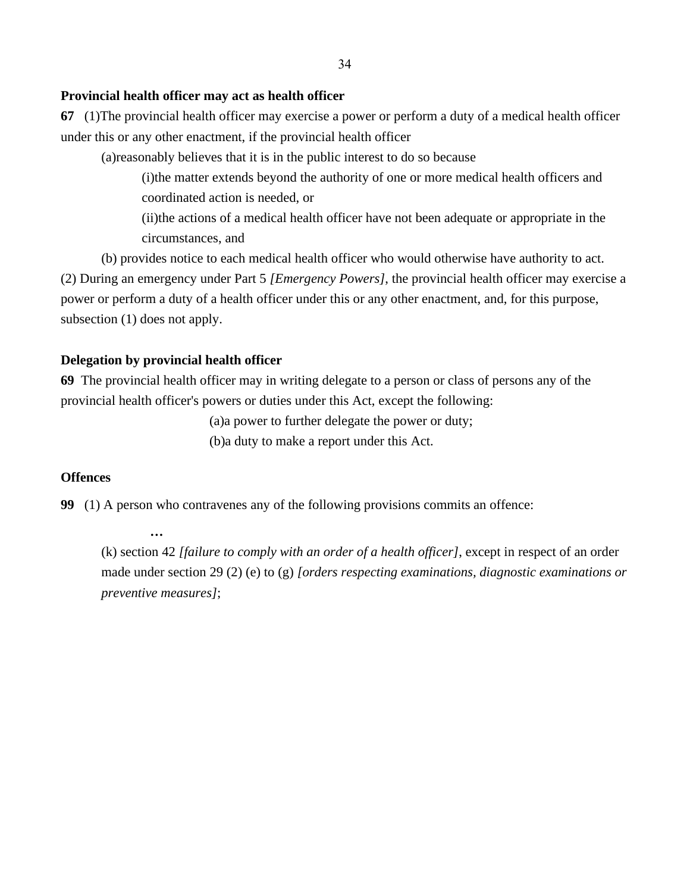**Provincial health officer may act as health officer**

**67** (1)The provincial health officer may exercise a power or perform a duty of a medical health officer under this or any other enactment, if the provincial health officer

(a)reasonably believes that it is in the public interest to do so because

(i)the matter extends beyond the authority of one or more medical health officers and coordinated action is needed, or

(ii)the actions of a medical health officer have not been adequate or appropriate in the circumstances, and

(b) provides notice to each medical health officer who would otherwise have authority to act.

(2) During an emergency under Part 5 *[Emergency Powers]*, the provincial health officer may exercise a power or perform a duty of a health officer under this or any other enactment, and, for this purpose, subsection (1) does not apply.

**Delegation by provincial health officer**

**69** The provincial health officer may in writing delegate to a person or class of persons any of the provincial health officer's powers or duties under this Act, except the following:

(a)a power to further delegate the power or duty;

(b)a duty to make a report under this Act.

**Offences**

**99** (1) A person who contravenes any of the following provisions commits an offence:

**…**

(k) section 42 *[failure to comply with an order of a health officer]*, except in respect of an order made under section 29 (2) (e) to (g) *[orders respecting examinations, diagnostic examinations or preventive measures]*;